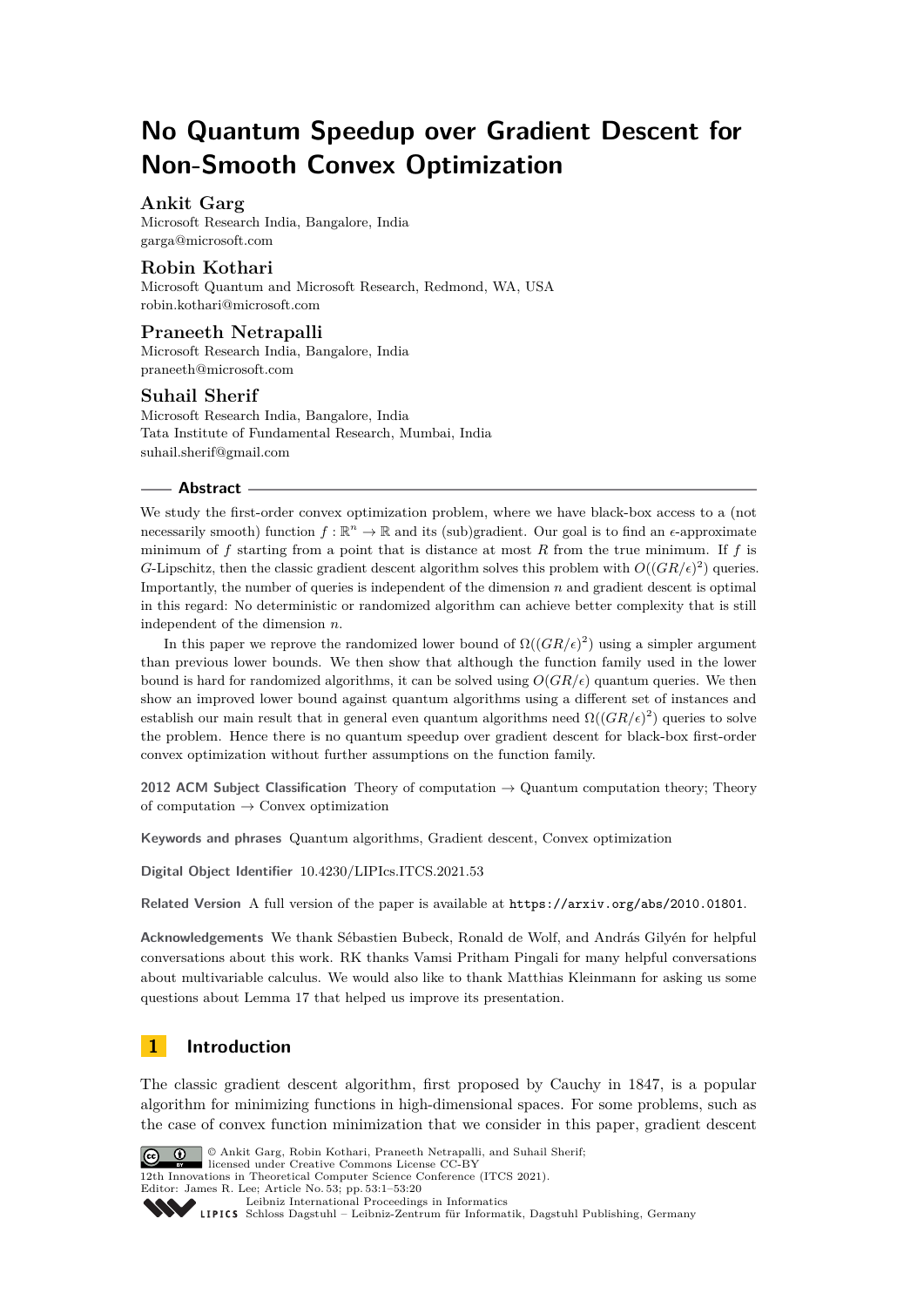# No Quantum Speedup over Gradient Descent for Non-Smooth Convex Optimization

**Ankit Garg**
Microsoft Research India, Bangalore, India
garga@microsoft.com

**Robin Kothari**
Microsoft Quantum and Microsoft Research, Redmond, WA, USA
robin.kothari@microsoft.com

**Praneeth Netrapalli**
Microsoft Research India, Bangalore, India
praneeth@microsoft.com

**Suhail Sherif**
Microsoft Research India, Bangalore, India
Tata Institute of Fundamental Research, Mumbai, India
suhail.sherif@gmail.com

## Abstract

We study the first-order convex optimization problem, where we have black-box access to a (not necessarily smooth) function $f : \mathbb{R}^n \to \mathbb{R}$ and its (sub)gradient. Our goal is to find an $\epsilon$-approximate minimum of $f$ starting from a point that is distance at most $R$ from the true minimum. If $f$ is $G$-Lipschitz, then the classic gradient descent algorithm solves this problem with $O((GR/\epsilon)^2)$ queries. Importantly, the number of queries is independent of the dimension $n$ and gradient descent is optimal in this regard: No deterministic or randomized algorithm can achieve better complexity that is still independent of the dimension $n$.

In this paper we reprove the randomized lower bound of $\Omega((GR/\epsilon)^2)$ using a simpler argument than previous lower bounds. We then show that although the function family used in the lower bound is hard for randomized algorithms, it can be solved using $O(GR/\epsilon)$ quantum queries. We then show an improved lower bound against quantum algorithms using a different set of instances and establish our main result that in general even quantum algorithms need $\Omega((GR/\epsilon)^2)$ queries to solve the problem. Hence there is no quantum speedup over gradient descent for black-box first-order convex optimization without further assumptions on the function family.

**2012 ACM Subject Classification** Theory of computation → Quantum computation theory; Theory of computation → Convex optimization

**Keywords and phrases** Quantum algorithms, Gradient descent, Convex optimization

**Digital Object Identifier** 10.4230/LIPIcs.ITCS.2021.53

**Related Version** A full version of the paper is available at https://arxiv.org/abs/2010.01801.

**Acknowledgements** We thank Sébastien Bubeck, Ronald de Wolf, and András Gilyén for helpful conversations about this work. RK thanks Vamsi Pritham Pingali for many helpful conversations about multivariable calculus. We would also like to thank Matthias Kleinmann for asking us some questions about Lemma 17 that helped us improve its presentation.

## 1 Introduction

The classic gradient descent algorithm, first proposed by Cauchy in 1847, is a popular algorithm for minimizing functions in high-dimensional spaces. For some problems, such as the case of convex function minimization that we consider in this paper, gradient descent

© Ankit Garg, Robin Kothari, Praneeth Netrapalli, and Suhail Sherif; licensed under Creative Commons License CC-BY
12th Innovations in Theoretical Computer Science Conference (ITCS 2021).
Editor: James R. Lee; Article No. 53; pp. 53:1–53:20
Leibniz International Proceedings in Informatics
Schloss Dagstuhl – Leibniz-Zentrum für Informatik, Dagstuhl Publishing, Germany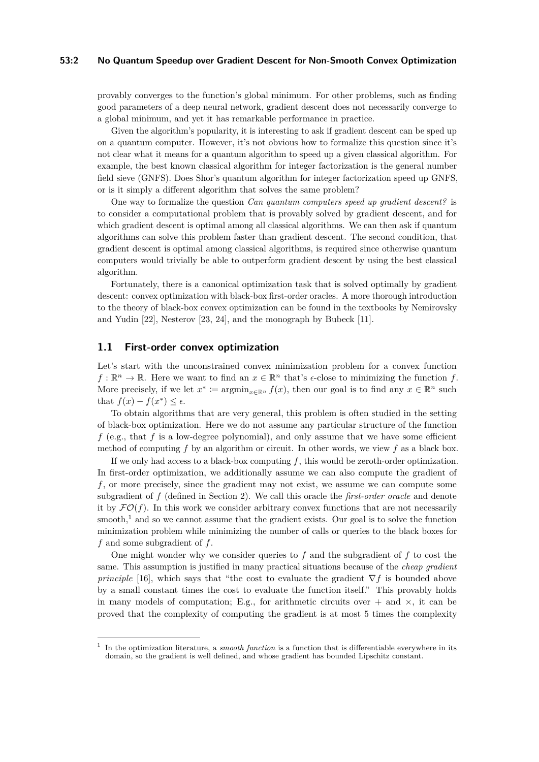provably converges to the function's global minimum. For other problems, such as finding good parameters of a deep neural network, gradient descent does not necessarily converge to a global minimum, and yet it has remarkable performance in practice.

Given the algorithm's popularity, it is interesting to ask if gradient descent can be sped up on a quantum computer. However, it's not obvious how to formalize this question since it's not clear what it means for a quantum algorithm to speed up a given classical algorithm. For example, the best known classical algorithm for integer factorization is the general number field sieve (GNFS). Does Shor's quantum algorithm for integer factorization speed up GNFS, or is it simply a different algorithm that solves the same problem?

One way to formalize the question *Can quantum computers speed up gradient descent?* is to consider a computational problem that is provably solved by gradient descent, and for which gradient descent is optimal among all classical algorithms. We can then ask if quantum algorithms can solve this problem faster than gradient descent. The second condition, that gradient descent is optimal among classical algorithms, is required since otherwise quantum computers would trivially be able to outperform gradient descent by using the best classical algorithm.

Fortunately, there is a canonical optimization task that is solved optimally by gradient descent: convex optimization with black-box first-order oracles. A more thorough introduction to the theory of black-box convex optimization can be found in the textbooks by Nemirovsky and Yudin [22], Nesterov [23, 24], and the monograph by Bubeck [11].

## 1.1 First-order convex optimization

Let's start with the unconstrained convex minimization problem for a convex function $f : \mathbb{R}^n \to \mathbb{R}$. Here we want to find an $x \in \mathbb{R}^n$ that's $\epsilon$-close to minimizing the function $f$. More precisely, if we let $x^* := \mathrm{argmin}_{x\in\mathbb{R}^n} f(x)$, then our goal is to find any $x \in \mathbb{R}^n$ such that $f(x) - f(x^*) \leq \epsilon$.

To obtain algorithms that are very general, this problem is often studied in the setting of black-box optimization. Here we do not assume any particular structure of the function $f$ (e.g., that $f$ is a low-degree polynomial), and only assume that we have some efficient method of computing $f$ by an algorithm or circuit. In other words, we view $f$ as a black box.

If we only had access to a black-box computing $f$, this would be zeroth-order optimization. In first-order optimization, we additionally assume we can also compute the gradient of $f$, or more precisely, since the gradient may not exist, we assume we can compute some subgradient of $f$ (defined in Section 2). We call this oracle the *first-order oracle* and denote it by $\mathcal{FO}(f)$. In this work we consider arbitrary convex functions that are not necessarily smooth,[1] and so we cannot assume that the gradient exists. Our goal is to solve the function minimization problem while minimizing the number of calls or queries to the black boxes for $f$ and some subgradient of $f$.

One might wonder why we consider queries to $f$ and the subgradient of $f$ to cost the same. This assumption is justified in many practical situations because of the *cheap gradient principle* [16], which says that "the cost to evaluate the gradient $\nabla f$ is bounded above by a small constant times the cost to evaluate the function itself." This provably holds in many models of computation; E.g., for arithmetic circuits over $+$ and $\times$, it can be proved that the complexity of computing the gradient is at most 5 times the complexity

[1] In the optimization literature, a *smooth function* is a function that is differentiable everywhere in its domain, so the gradient is well defined, and whose gradient has bounded Lipschitz constant.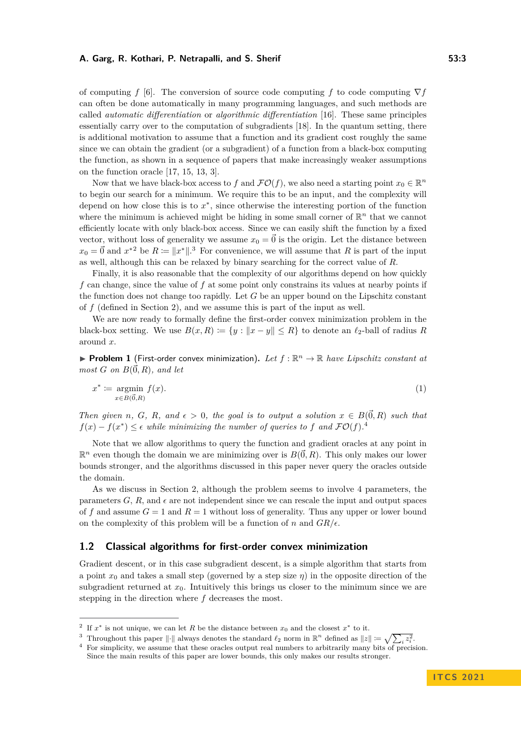of computing $f$ [6]. The conversion of source code computing $f$ to code computing $\nabla f$ can often be done automatically in many programming languages, and such methods are called *automatic differentiation* or *algorithmic differentiation* [16]. These same principles essentially carry over to the computation of subgradients [18]. In the quantum setting, there is additional motivation to assume that a function and its gradient cost roughly the same since we can obtain the gradient (or a subgradient) of a function from a black-box computing the function, as shown in a sequence of papers that make increasingly weaker assumptions on the function oracle [17, 15, 13, 3].

Now that we have black-box access to $f$ and $\mathcal{FO}(f)$, we also need a starting point $x_0 \in \mathbb{R}^n$ to begin our search for a minimum. We require this to be an input, and the complexity will depend on how close this is to $x^*$, since otherwise the interesting portion of the function where the minimum is achieved might be hiding in some small corner of $\mathbb{R}^n$ that we cannot efficiently locate with only black-box access. Since we can easily shift the function by a fixed vector, without loss of generality we assume $x_0 = \vec{0}$ is the origin. Let the distance between $x_0 = \vec{0}$ and $x^*$[2] be $R := \|x^*\|$.[3] For convenience, we will assume that $R$ is part of the input as well, although this can be relaxed by binary searching for the correct value of $R$.

Finally, it is also reasonable that the complexity of our algorithms depend on how quickly $f$ can change, since the value of $f$ at some point only constrains its values at nearby points if the function does not change too rapidly. Let $G$ be an upper bound on the Lipschitz constant of $f$ (defined in Section 2), and we assume this is part of the input as well.

We are now ready to formally define the first-order convex minimization problem in the black-box setting. We use $B(x, R) := \{y : \|x - y\| \leq R\}$ to denote an $\ell_2$-ball of radius $R$ around $x$.

▶ **Problem 1** (First-order convex minimization). *Let $f : \mathbb{R}^n \to \mathbb{R}$ have Lipschitz constant at most $G$ on $B(\vec{0}, R)$, and let*

$$x^* := \operatorname*{argmin}_{x \in B(\vec{0},R)} f(x). \tag{1}$$

*Then given $n$, $G$, $R$, and $\epsilon > 0$, the goal is to output a solution $x \in B(\vec{0}, R)$ such that $f(x) - f(x^*) \leq \epsilon$ while minimizing the number of queries to $f$ and $\mathcal{FO}(f)$.*[4]

Note that we allow algorithms to query the function and gradient oracles at any point in $\mathbb{R}^n$ even though the domain we are minimizing over is $B(\vec{0}, R)$. This only makes our lower bounds stronger, and the algorithms discussed in this paper never query the oracles outside the domain.

As we discuss in Section 2, although the problem seems to involve 4 parameters, the parameters $G$, $R$, and $\epsilon$ are not independent since we can rescale the input and output spaces of $f$ and assume $G = 1$ and $R = 1$ without loss of generality. Thus any upper or lower bound on the complexity of this problem will be a function of $n$ and $GR/\epsilon$.

## 1.2 Classical algorithms for first-order convex minimization

Gradient descent, or in this case subgradient descent, is a simple algorithm that starts from a point $x_0$ and takes a small step (governed by a step size $\eta$) in the opposite direction of the subgradient returned at $x_0$. Intuitively this brings us closer to the minimum since we are stepping in the direction where $f$ decreases the most.

---

[2] If $x^*$ is not unique, we can let $R$ be the distance between $x_0$ and the closest $x^*$ to it.

[3] Throughout this paper $\|\cdot\|$ always denotes the standard $\ell_2$ norm in $\mathbb{R}^n$ defined as $\|z\| := \sqrt{\sum_i z_i^2}$.

[4] For simplicity, we assume that these oracles output real numbers to arbitrarily many bits of precision. Since the main results of this paper are lower bounds, this only makes our results stronger.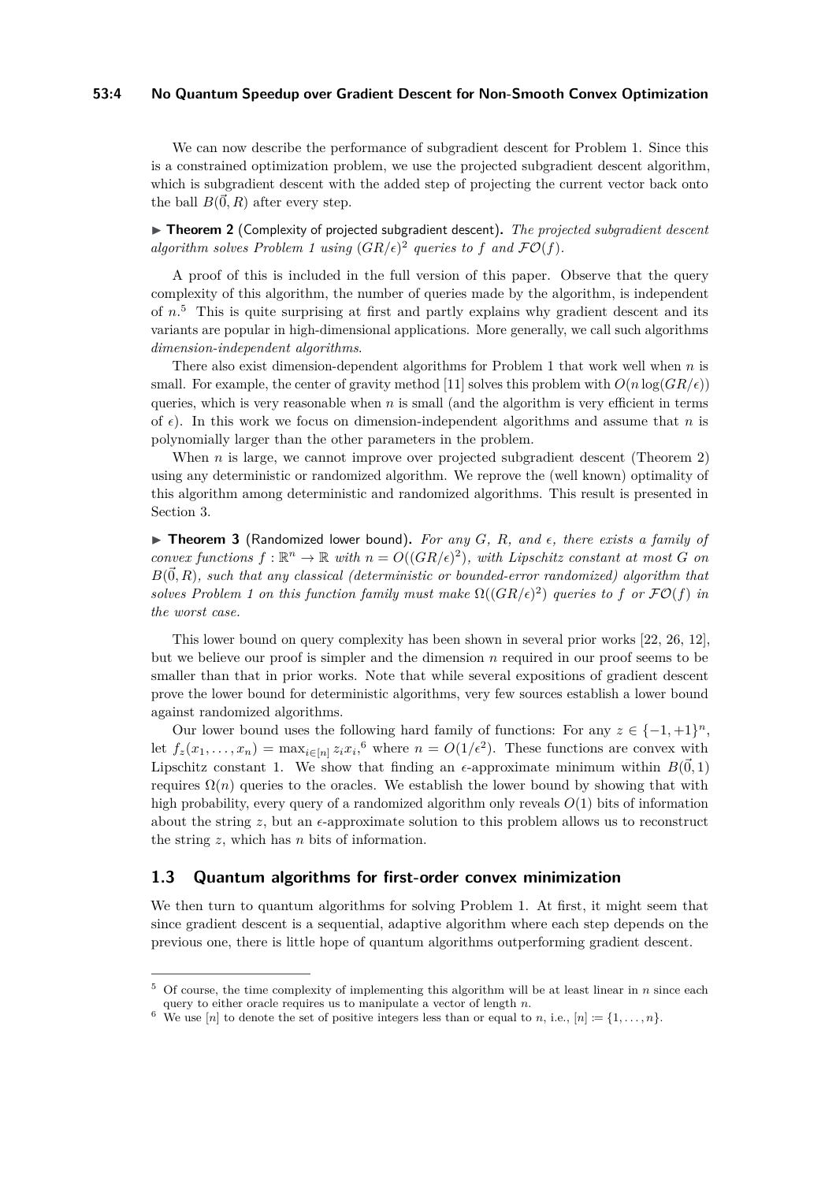We can now describe the performance of subgradient descent for Problem 1. Since this is a constrained optimization problem, we use the projected subgradient descent algorithm, which is subgradient descent with the added step of projecting the current vector back onto the ball $B(\vec{0}, R)$ after every step.

▶ **Theorem 2** (Complexity of projected subgradient descent)**.** *The projected subgradient descent algorithm solves Problem 1 using $(GR/\epsilon)^2$ queries to $f$ and $\mathcal{FO}(f)$.*

A proof of this is included in the full version of this paper. Observe that the query complexity of this algorithm, the number of queries made by the algorithm, is independent of $n$.[5] This is quite surprising at first and partly explains why gradient descent and its variants are popular in high-dimensional applications. More generally, we call such algorithms *dimension-independent algorithms*.

There also exist dimension-dependent algorithms for Problem 1 that work well when $n$ is small. For example, the center of gravity method [11] solves this problem with $O(n \log(GR/\epsilon))$ queries, which is very reasonable when $n$ is small (and the algorithm is very efficient in terms of $\epsilon$). In this work we focus on dimension-independent algorithms and assume that $n$ is polynomially larger than the other parameters in the problem.

When $n$ is large, we cannot improve over projected subgradient descent (Theorem 2) using any deterministic or randomized algorithm. We reprove the (well known) optimality of this algorithm among deterministic and randomized algorithms. This result is presented in Section 3.

▶ **Theorem 3** (Randomized lower bound)**.** *For any $G$, $R$, and $\epsilon$, there exists a family of convex functions $f : \mathbb{R}^n \to \mathbb{R}$ with $n = O((GR/\epsilon)^2)$, with Lipschitz constant at most $G$ on $B(\vec{0}, R)$, such that any classical (deterministic or bounded-error randomized) algorithm that solves Problem 1 on this function family must make $\Omega((GR/\epsilon)^2)$ queries to $f$ or $\mathcal{FO}(f)$ in the worst case.*

This lower bound on query complexity has been shown in several prior works [22, 26, 12], but we believe our proof is simpler and the dimension $n$ required in our proof seems to be smaller than that in prior works. Note that while several expositions of gradient descent prove the lower bound for deterministic algorithms, very few sources establish a lower bound against randomized algorithms.

Our lower bound uses the following hard family of functions: For any $z \in \{-1, +1\}^n$, let $f_z(x_1, \ldots, x_n) = \max_{i \in [n]} z_i x_i$,[6] where $n = O(1/\epsilon^2)$. These functions are convex with Lipschitz constant 1. We show that finding an $\epsilon$-approximate minimum within $B(\vec{0}, 1)$ requires $\Omega(n)$ queries to the oracles. We establish the lower bound by showing that with high probability, every query of a randomized algorithm only reveals $O(1)$ bits of information about the string $z$, but an $\epsilon$-approximate solution to this problem allows us to reconstruct the string $z$, which has $n$ bits of information.

## 1.3 Quantum algorithms for first-order convex minimization

We then turn to quantum algorithms for solving Problem 1. At first, it might seem that since gradient descent is a sequential, adaptive algorithm where each step depends on the previous one, there is little hope of quantum algorithms outperforming gradient descent.

---

[5] Of course, the time complexity of implementing this algorithm will be at least linear in $n$ since each query to either oracle requires us to manipulate a vector of length $n$.

[6] We use $[n]$ to denote the set of positive integers less than or equal to $n$, i.e., $[n] \coloneqq \{1, \ldots, n\}$.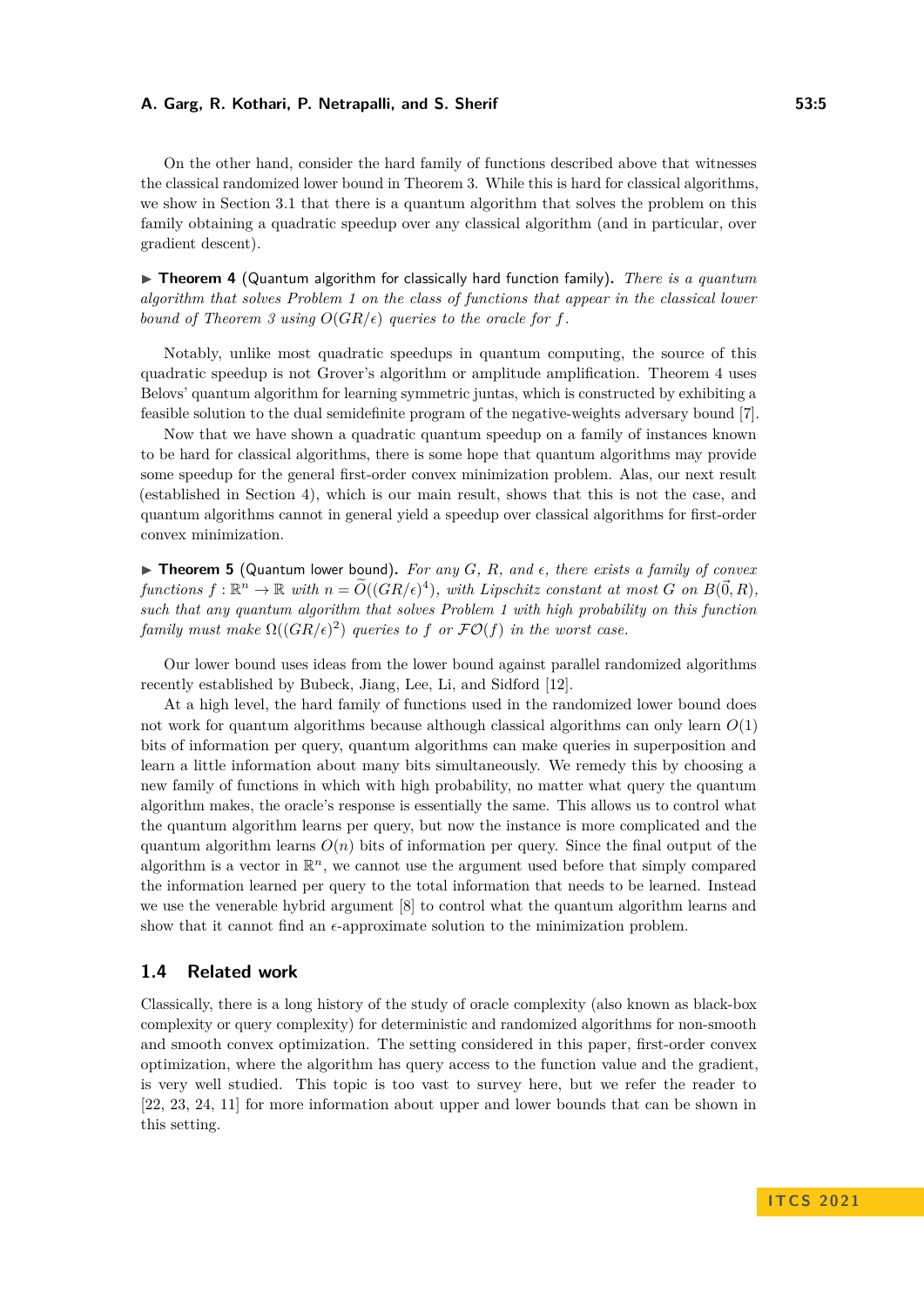On the other hand, consider the hard family of functions described above that witnesses the classical randomized lower bound in Theorem 3. While this is hard for classical algorithms, we show in Section 3.1 that there is a quantum algorithm that solves the problem on this family obtaining a quadratic speedup over any classical algorithm (and in particular, over gradient descent).

▶ **Theorem 4** (Quantum algorithm for classically hard function family). *There is a quantum algorithm that solves Problem 1 on the class of functions that appear in the classical lower bound of Theorem 3 using $O(GR/\epsilon)$ queries to the oracle for $f$.*

Notably, unlike most quadratic speedups in quantum computing, the source of this quadratic speedup is not Grover's algorithm or amplitude amplification. Theorem 4 uses Belovs' quantum algorithm for learning symmetric juntas, which is constructed by exhibiting a feasible solution to the dual semidefinite program of the negative-weights adversary bound [7].

Now that we have shown a quadratic quantum speedup on a family of instances known to be hard for classical algorithms, there is some hope that quantum algorithms may provide some speedup for the general first-order convex minimization problem. Alas, our next result (established in Section 4), which is our main result, shows that this is not the case, and quantum algorithms cannot in general yield a speedup over classical algorithms for first-order convex minimization.

▶ **Theorem 5** (Quantum lower bound). *For any $G$, $R$, and $\epsilon$, there exists a family of convex functions $f : \mathbb{R}^n \to \mathbb{R}$ with $n = \widetilde{O}((GR/\epsilon)^4)$, with Lipschitz constant at most $G$ on $B(\vec{0}, R)$, such that any quantum algorithm that solves Problem 1 with high probability on this function family must make $\Omega((GR/\epsilon)^2)$ queries to $f$ or $\mathcal{FO}(f)$ in the worst case.*

Our lower bound uses ideas from the lower bound against parallel randomized algorithms recently established by Bubeck, Jiang, Lee, Li, and Sidford [12].

At a high level, the hard family of functions used in the randomized lower bound does not work for quantum algorithms because although classical algorithms can only learn $O(1)$ bits of information per query, quantum algorithms can make queries in superposition and learn a little information about many bits simultaneously. We remedy this by choosing a new family of functions in which with high probability, no matter what query the quantum algorithm makes, the oracle's response is essentially the same. This allows us to control what the quantum algorithm learns per query, but now the instance is more complicated and the quantum algorithm learns $O(n)$ bits of information per query. Since the final output of the algorithm is a vector in $\mathbb{R}^n$, we cannot use the argument used before that simply compared the information learned per query to the total information that needs to be learned. Instead we use the venerable hybrid argument [8] to control what the quantum algorithm learns and show that it cannot find an $\epsilon$-approximate solution to the minimization problem.

## 1.4 Related work

Classically, there is a long history of the study of oracle complexity (also known as black-box complexity or query complexity) for deterministic and randomized algorithms for non-smooth and smooth convex optimization. The setting considered in this paper, first-order convex optimization, where the algorithm has query access to the function value and the gradient, is very well studied. This topic is too vast to survey here, but we refer the reader to [22, 23, 24, 11] for more information about upper and lower bounds that can be shown in this setting.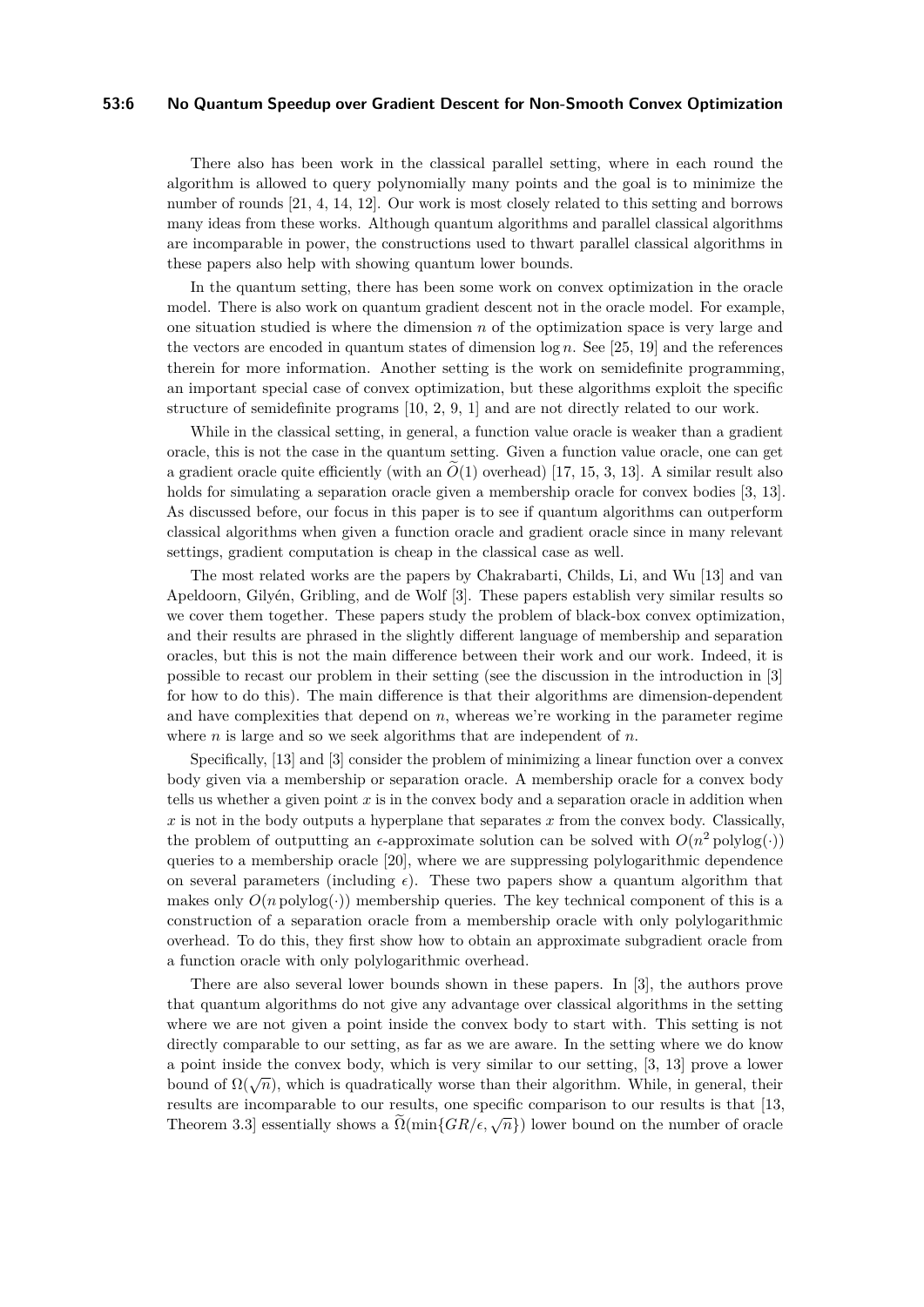There also has been work in the classical parallel setting, where in each round the algorithm is allowed to query polynomially many points and the goal is to minimize the number of rounds [21, 4, 14, 12]. Our work is most closely related to this setting and borrows many ideas from these works. Although quantum algorithms and parallel classical algorithms are incomparable in power, the constructions used to thwart parallel classical algorithms in these papers also help with showing quantum lower bounds.

In the quantum setting, there has been some work on convex optimization in the oracle model. There is also work on quantum gradient descent not in the oracle model. For example, one situation studied is where the dimension $n$ of the optimization space is very large and the vectors are encoded in quantum states of dimension $\log n$. See [25, 19] and the references therein for more information. Another setting is the work on semidefinite programming, an important special case of convex optimization, but these algorithms exploit the specific structure of semidefinite programs [10, 2, 9, 1] and are not directly related to our work.

While in the classical setting, in general, a function value oracle is weaker than a gradient oracle, this is not the case in the quantum setting. Given a function value oracle, one can get a gradient oracle quite efficiently (with an $\widetilde{O}(1)$ overhead) [17, 15, 3, 13]. A similar result also holds for simulating a separation oracle given a membership oracle for convex bodies [3, 13]. As discussed before, our focus in this paper is to see if quantum algorithms can outperform classical algorithms when given a function oracle and gradient oracle since in many relevant settings, gradient computation is cheap in the classical case as well.

The most related works are the papers by Chakrabarti, Childs, Li, and Wu [13] and van Apeldoorn, Gilyén, Gribling, and de Wolf [3]. These papers establish very similar results so we cover them together. These papers study the problem of black-box convex optimization, and their results are phrased in the slightly different language of membership and separation oracles, but this is not the main difference between their work and our work. Indeed, it is possible to recast our problem in their setting (see the discussion in the introduction in [3] for how to do this). The main difference is that their algorithms are dimension-dependent and have complexities that depend on $n$, whereas we're working in the parameter regime where $n$ is large and so we seek algorithms that are independent of $n$.

Specifically, [13] and [3] consider the problem of minimizing a linear function over a convex body given via a membership or separation oracle. A membership oracle for a convex body tells us whether a given point $x$ is in the convex body and a separation oracle in addition when $x$ is not in the body outputs a hyperplane that separates $x$ from the convex body. Classically, the problem of outputting an $\epsilon$-approximate solution can be solved with $O(n^2 \operatorname{polylog}(\cdot))$ queries to a membership oracle [20], where we are suppressing polylogarithmic dependence on several parameters (including $\epsilon$). These two papers show a quantum algorithm that makes only $O(n \operatorname{polylog}(\cdot))$ membership queries. The key technical component of this is a construction of a separation oracle from a membership oracle with only polylogarithmic overhead. To do this, they first show how to obtain an approximate subgradient oracle from a function oracle with only polylogarithmic overhead.

There are also several lower bounds shown in these papers. In [3], the authors prove that quantum algorithms do not give any advantage over classical algorithms in the setting where we are not given a point inside the convex body to start with. This setting is not directly comparable to our setting, as far as we are aware. In the setting where we do know a point inside the convex body, which is very similar to our setting, [3, 13] prove a lower bound of $\Omega(\sqrt{n})$, which is quadratically worse than their algorithm. While, in general, their results are incomparable to our results, one specific comparison to our results is that [13, Theorem 3.3] essentially shows a $\widetilde{\Omega}(\min\{GR/\epsilon, \sqrt{n}\})$ lower bound on the number of oracle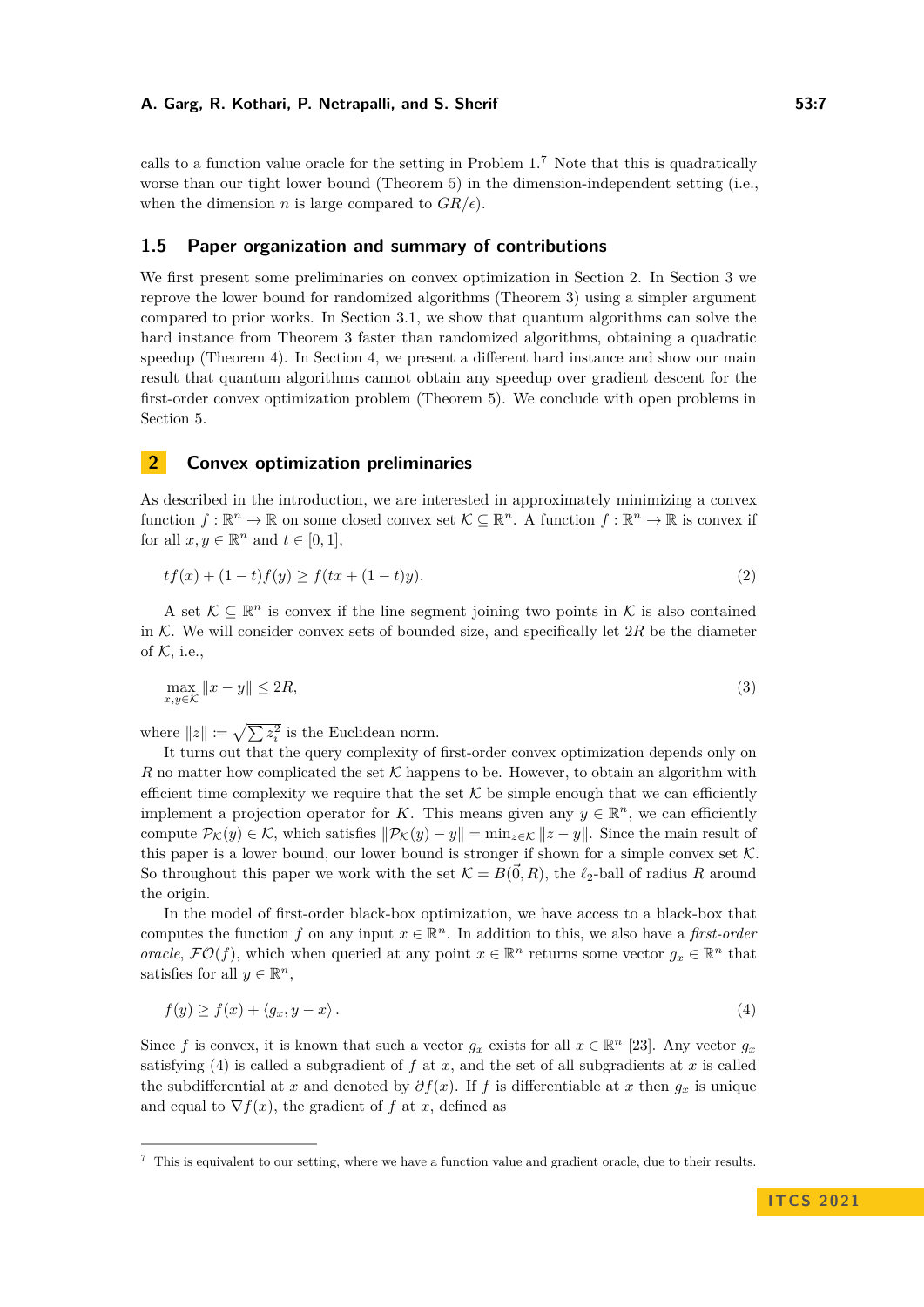calls to a function value oracle for the setting in Problem 1.[7] Note that this is quadratically worse than our tight lower bound (Theorem 5) in the dimension-independent setting (i.e., when the dimension $n$ is large compared to $GR/\epsilon$).

### 1.5 Paper organization and summary of contributions

We first present some preliminaries on convex optimization in Section 2. In Section 3 we reprove the lower bound for randomized algorithms (Theorem 3) using a simpler argument compared to prior works. In Section 3.1, we show that quantum algorithms can solve the hard instance from Theorem 3 faster than randomized algorithms, obtaining a quadratic speedup (Theorem 4). In Section 4, we present a different hard instance and show our main result that quantum algorithms cannot obtain any speedup over gradient descent for the first-order convex optimization problem (Theorem 5). We conclude with open problems in Section 5.

## 2 Convex optimization preliminaries

As described in the introduction, we are interested in approximately minimizing a convex function $f : \mathbb{R}^n \to \mathbb{R}$ on some closed convex set $\mathcal{K} \subseteq \mathbb{R}^n$. A function $f : \mathbb{R}^n \to \mathbb{R}$ is convex if for all $x, y \in \mathbb{R}^n$ and $t \in [0, 1]$,

$$tf(x) + (1 - t)f(y) \geq f(tx + (1 - t)y). \tag{2}$$

A set $\mathcal{K} \subseteq \mathbb{R}^n$ is convex if the line segment joining two points in $\mathcal{K}$ is also contained in $\mathcal{K}$. We will consider convex sets of bounded size, and specifically let $2R$ be the diameter of $\mathcal{K}$, i.e.,

$$\max_{x,y\in\mathcal{K}} \|x - y\| \leq 2R, \tag{3}$$

where $\|z\| := \sqrt{\sum z_i^2}$ is the Euclidean norm.

It turns out that the query complexity of first-order convex optimization depends only on $R$ no matter how complicated the set $\mathcal{K}$ happens to be. However, to obtain an algorithm with efficient time complexity we require that the set $\mathcal{K}$ be simple enough that we can efficiently implement a projection operator for $K$. This means given any $y \in \mathbb{R}^n$, we can efficiently compute $\mathcal{P}_\mathcal{K}(y) \in \mathcal{K}$, which satisfies $\|\mathcal{P}_\mathcal{K}(y) - y\| = \min_{z\in\mathcal{K}} \|z - y\|$. Since the main result of this paper is a lower bound, our lower bound is stronger if shown for a simple convex set $\mathcal{K}$. So throughout this paper we work with the set $\mathcal{K} = B(\vec{0}, R)$, the $\ell_2$-ball of radius $R$ around the origin.

In the model of first-order black-box optimization, we have access to a black-box that computes the function $f$ on any input $x \in \mathbb{R}^n$. In addition to this, we also have a *first-order oracle*, $\mathcal{FO}(f)$, which when queried at any point $x \in \mathbb{R}^n$ returns some vector $g_x \in \mathbb{R}^n$ that satisfies for all $y \in \mathbb{R}^n$,

$$f(y) \geq f(x) + \langle g_x, y - x \rangle . \tag{4}$$

Since $f$ is convex, it is known that such a vector $g_x$ exists for all $x \in \mathbb{R}^n$ [23]. Any vector $g_x$ satisfying (4) is called a subgradient of $f$ at $x$, and the set of all subgradients at $x$ is called the subdifferential at $x$ and denoted by $\partial f(x)$. If $f$ is differentiable at $x$ then $g_x$ is unique and equal to $\nabla f(x)$, the gradient of $f$ at $x$, defined as

[7] This is equivalent to our setting, where we have a function value and gradient oracle, due to their results.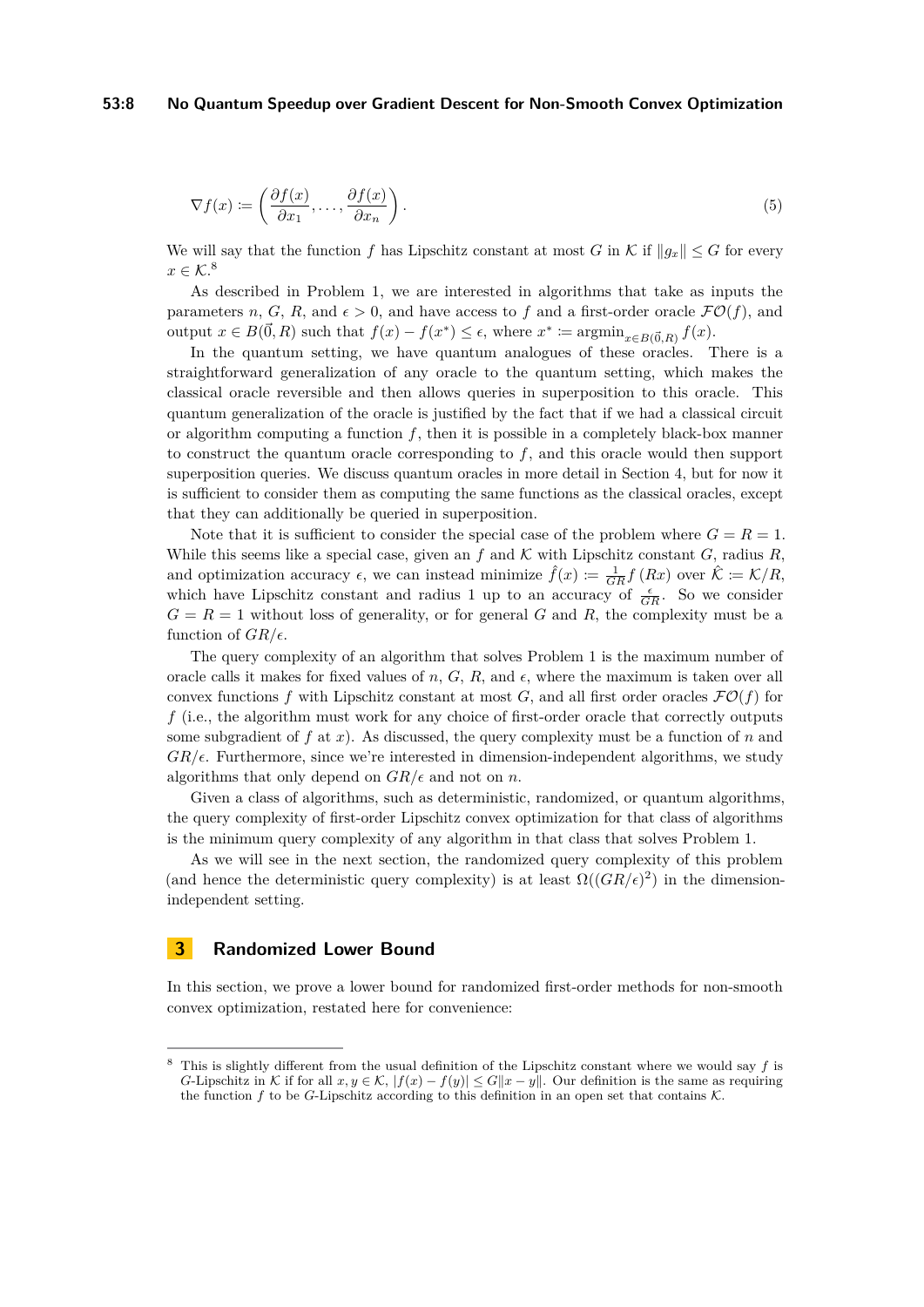$$\nabla f(x) \coloneqq \left(\frac{\partial f(x)}{\partial x_1}, \ldots, \frac{\partial f(x)}{\partial x_n}\right). \tag{5}$$

We will say that the function $f$ has Lipschitz constant at most $G$ in $\mathcal{K}$ if $\|g_x\| \leq G$ for every $x \in \mathcal{K}$.[8]

As described in Problem 1, we are interested in algorithms that take as inputs the parameters $n$, $G$, $R$, and $\epsilon > 0$, and have access to $f$ and a first-order oracle $\mathcal{FO}(f)$, and output $x \in B(\vec{0}, R)$ such that $f(x) - f(x^*) \leq \epsilon$, where $x^* \coloneqq \operatorname{argmin}_{x \in B(\vec{0},R)} f(x)$.

In the quantum setting, we have quantum analogues of these oracles. There is a straightforward generalization of any oracle to the quantum setting, which makes the classical oracle reversible and then allows queries in superposition to this oracle. This quantum generalization of the oracle is justified by the fact that if we had a classical circuit or algorithm computing a function $f$, then it is possible in a completely black-box manner to construct the quantum oracle corresponding to $f$, and this oracle would then support superposition queries. We discuss quantum oracles in more detail in Section 4, but for now it is sufficient to consider them as computing the same functions as the classical oracles, except that they can additionally be queried in superposition.

Note that it is sufficient to consider the special case of the problem where $G = R = 1$. While this seems like a special case, given an $f$ and $\mathcal{K}$ with Lipschitz constant $G$, radius $R$, and optimization accuracy $\epsilon$, we can instead minimize $\hat{f}(x) \coloneqq \frac{1}{GR} f(Rx)$ over $\hat{\mathcal{K}} \coloneqq \mathcal{K}/R$, which have Lipschitz constant and radius 1 up to an accuracy of $\frac{\epsilon}{GR}$. So we consider $G = R = 1$ without loss of generality, or for general $G$ and $R$, the complexity must be a function of $GR/\epsilon$.

The query complexity of an algorithm that solves Problem 1 is the maximum number of oracle calls it makes for fixed values of $n$, $G$, $R$, and $\epsilon$, where the maximum is taken over all convex functions $f$ with Lipschitz constant at most $G$, and all first order oracles $\mathcal{FO}(f)$ for $f$ (i.e., the algorithm must work for any choice of first-order oracle that correctly outputs some subgradient of $f$ at $x$). As discussed, the query complexity must be a function of $n$ and $GR/\epsilon$. Furthermore, since we're interested in dimension-independent algorithms, we study algorithms that only depend on $GR/\epsilon$ and not on $n$.

Given a class of algorithms, such as deterministic, randomized, or quantum algorithms, the query complexity of first-order Lipschitz convex optimization for that class of algorithms is the minimum query complexity of any algorithm in that class that solves Problem 1.

As we will see in the next section, the randomized query complexity of this problem (and hence the deterministic query complexity) is at least $\Omega((GR/\epsilon)^2)$ in the dimension-independent setting.

## 3 Randomized Lower Bound

In this section, we prove a lower bound for randomized first-order methods for non-smooth convex optimization, restated here for convenience:

---

[8] This is slightly different from the usual definition of the Lipschitz constant where we would say $f$ is $G$-Lipschitz in $\mathcal{K}$ if for all $x, y \in \mathcal{K}$, $|f(x) - f(y)| \leq G\|x - y\|$. Our definition is the same as requiring the function $f$ to be $G$-Lipschitz according to this definition in an open set that contains $\mathcal{K}$.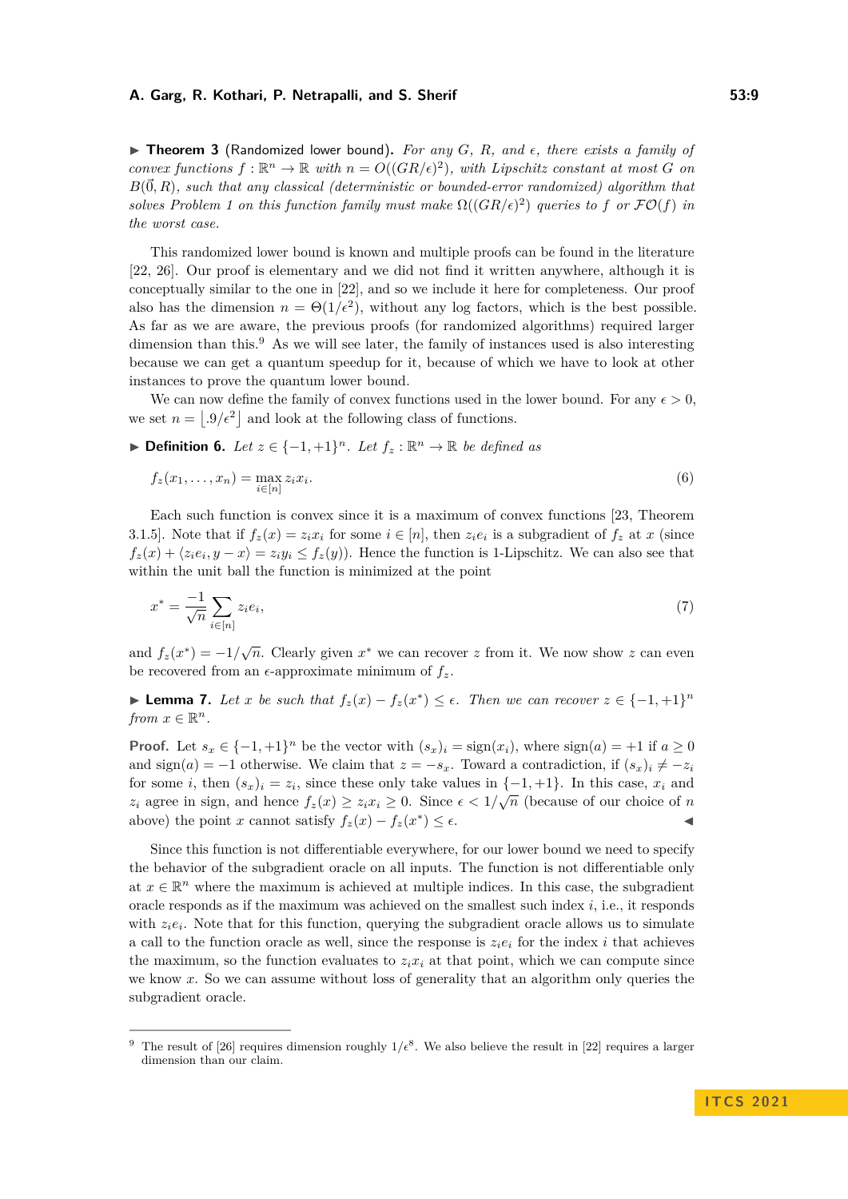▶ **Theorem 3** (Randomized lower bound). *For any $G$, $R$, and $\epsilon$, there exists a family of convex functions $f : \mathbb{R}^n \to \mathbb{R}$ with $n = O((GR/\epsilon)^2)$, with Lipschitz constant at most $G$ on $B(\vec{0}, R)$, such that any classical (deterministic or bounded-error randomized) algorithm that solves Problem 1 on this function family must make $\Omega((GR/\epsilon)^2)$ queries to $f$ or $\mathcal{FO}(f)$ in the worst case.*

This randomized lower bound is known and multiple proofs can be found in the literature [22, 26]. Our proof is elementary and we did not find it written anywhere, although it is conceptually similar to the one in [22], and so we include it here for completeness. Our proof also has the dimension $n = \Theta(1/\epsilon^2)$, without any log factors, which is the best possible. As far as we are aware, the previous proofs (for randomized algorithms) required larger dimension than this.[9] As we will see later, the family of instances used is also interesting because we can get a quantum speedup for it, because of which we have to look at other instances to prove the quantum lower bound.

We can now define the family of convex functions used in the lower bound. For any $\epsilon > 0$, we set $n = \lfloor .9/\epsilon^2 \rfloor$ and look at the following class of functions.

▶ **Definition 6.** *Let $z \in \{-1, +1\}^n$. Let $f_z : \mathbb{R}^n \to \mathbb{R}$ be defined as*

$$f_z(x_1, \ldots, x_n) = \max_{i \in [n]} z_i x_i. \tag{6}$$

Each such function is convex since it is a maximum of convex functions [23, Theorem 3.1.5]. Note that if $f_z(x) = z_i x_i$ for some $i \in [n]$, then $z_i e_i$ is a subgradient of $f_z$ at $x$ (since $f_z(x) + \langle z_i e_i, y - x \rangle = z_i y_i \leq f_z(y)$). Hence the function is 1-Lipschitz. We can also see that within the unit ball the function is minimized at the point

$$x^* = \frac{-1}{\sqrt{n}} \sum_{i \in [n]} z_i e_i, \tag{7}$$

and $f_z(x^*) = -1/\sqrt{n}$. Clearly given $x^*$ we can recover $z$ from it. We now show $z$ can even be recovered from an $\epsilon$-approximate minimum of $f_z$.

▶ **Lemma 7.** *Let $x$ be such that $f_z(x) - f_z(x^*) \leq \epsilon$. Then we can recover $z \in \{-1, +1\}^n$ from $x \in \mathbb{R}^n$.*

**Proof.** Let $s_x \in \{-1, +1\}^n$ be the vector with $(s_x)_i = \text{sign}(x_i)$, where $\text{sign}(a) = +1$ if $a \geq 0$ and $\text{sign}(a) = -1$ otherwise. We claim that $z = -s_x$. Toward a contradiction, if $(s_x)_i \neq -z_i$ for some $i$, then $(s_x)_i = z_i$, since these only take values in $\{-1, +1\}$. In this case, $x_i$ and $z_i$ agree in sign, and hence $f_z(x) \geq z_i x_i \geq 0$. Since $\epsilon < 1/\sqrt{n}$ (because of our choice of $n$ above) the point $x$ cannot satisfy $f_z(x) - f_z(x^*) \leq \epsilon$. ◀

Since this function is not differentiable everywhere, for our lower bound we need to specify the behavior of the subgradient oracle on all inputs. The function is not differentiable only at $x \in \mathbb{R}^n$ where the maximum is achieved at multiple indices. In this case, the subgradient oracle responds as if the maximum was achieved on the smallest such index $i$, i.e., it responds with $z_i e_i$. Note that for this function, querying the subgradient oracle allows us to simulate a call to the function oracle as well, since the response is $z_i e_i$ for the index $i$ that achieves the maximum, so the function evaluates to $z_i x_i$ at that point, which we can compute since we know $x$. So we can assume without loss of generality that an algorithm only queries the subgradient oracle.

---

[9] The result of [26] requires dimension roughly $1/\epsilon^8$. We also believe the result in [22] requires a larger dimension than our claim.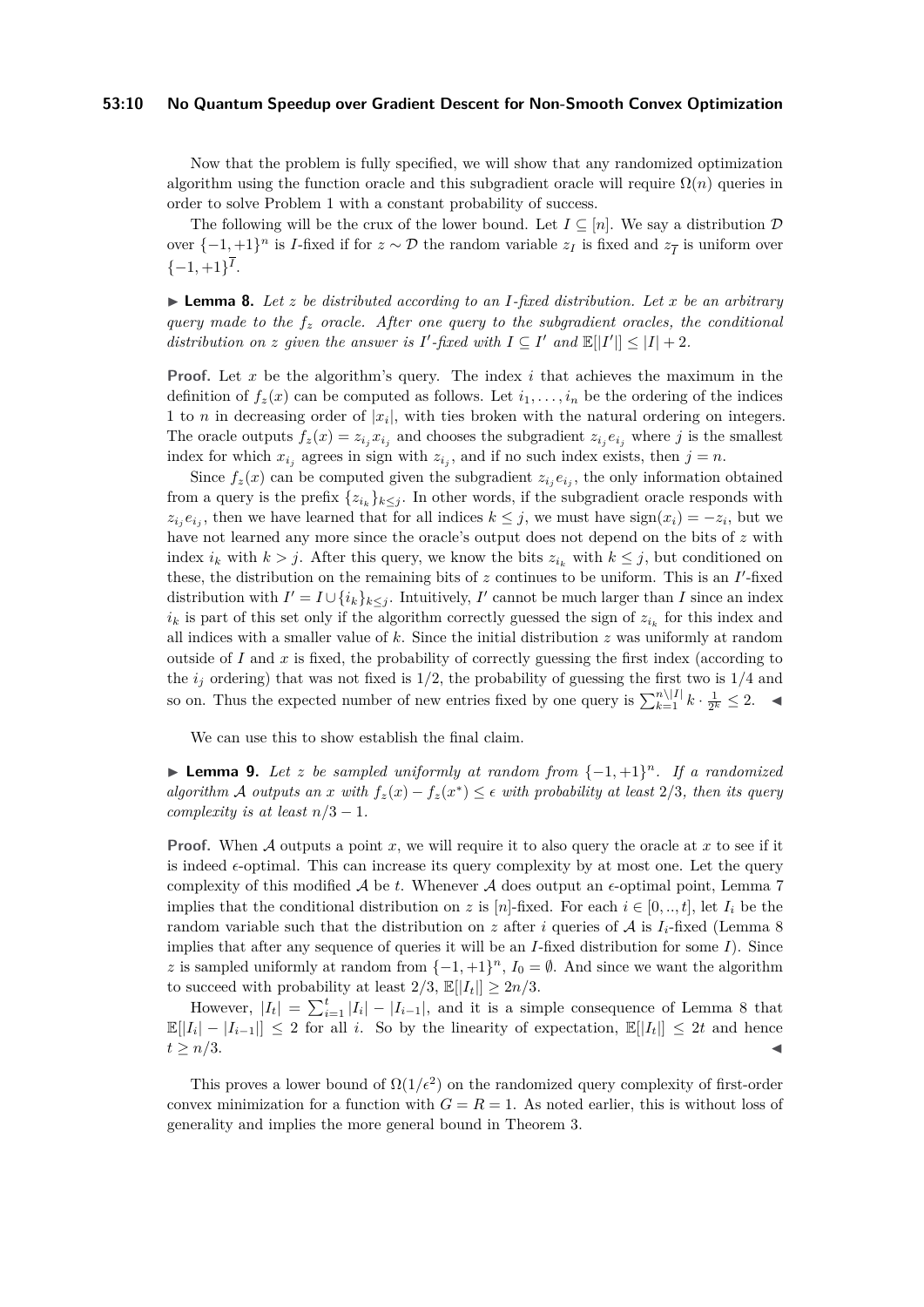Now that the problem is fully specified, we will show that any randomized optimization algorithm using the function oracle and this subgradient oracle will require $\Omega(n)$ queries in order to solve Problem 1 with a constant probability of success.

The following will be the crux of the lower bound. Let $I \subseteq [n]$. We say a distribution $\mathcal{D}$ over $\{-1,+1\}^n$ is $I$-fixed if for $z \sim \mathcal{D}$ the random variable $z_I$ is fixed and $z_{\overline{I}}$ is uniform over $\{-1,+1\}^{\overline{I}}$.

▶ **Lemma 8.** *Let $z$ be distributed according to an $I$-fixed distribution. Let $x$ be an arbitrary query made to the $f_z$ oracle. After one query to the subgradient oracles, the conditional distribution on $z$ given the answer is $I'$-fixed with $I \subseteq I'$ and $\mathbb{E}[|I'|] \leq |I| + 2$.*

**Proof.** Let $x$ be the algorithm's query. The index $i$ that achieves the maximum in the definition of $f_z(x)$ can be computed as follows. Let $i_1, \ldots, i_n$ be the ordering of the indices 1 to $n$ in decreasing order of $|x_i|$, with ties broken with the natural ordering on integers. The oracle outputs $f_z(x) = z_{i_j} x_{i_j}$ and chooses the subgradient $z_{i_j} e_{i_j}$ where $j$ is the smallest index for which $x_{i_j}$ agrees in sign with $z_{i_j}$, and if no such index exists, then $j = n$.

Since $f_z(x)$ can be computed given the subgradient $z_{i_j} e_{i_j}$, the only information obtained from a query is the prefix $\{z_{i_k}\}_{k \leq j}$. In other words, if the subgradient oracle responds with $z_{i_j} e_{i_j}$, then we have learned that for all indices $k \leq j$, we must have $\text{sign}(x_i) = -z_i$, but we have not learned any more since the oracle's output does not depend on the bits of $z$ with index $i_k$ with $k > j$. After this query, we know the bits $z_{i_k}$ with $k \leq j$, but conditioned on these, the distribution on the remaining bits of $z$ continues to be uniform. This is an $I'$-fixed distribution with $I' = I \cup \{i_k\}_{k \leq j}$. Intuitively, $I'$ cannot be much larger than $I$ since an index $i_k$ is part of this set only if the algorithm correctly guessed the sign of $z_{i_k}$ for this index and all indices with a smaller value of $k$. Since the initial distribution $z$ was uniformly at random outside of $I$ and $x$ is fixed, the probability of correctly guessing the first index (according to the $i_j$ ordering) that was not fixed is $1/2$, the probability of guessing the first two is $1/4$ and so on. Thus the expected number of new entries fixed by one query is $\sum_{k=1}^{n \setminus |I|} k \cdot \frac{1}{2^k} \leq 2$. ◀

We can use this to show establish the final claim.

▶ **Lemma 9.** *Let $z$ be sampled uniformly at random from $\{-1,+1\}^n$. If a randomized algorithm $\mathcal{A}$ outputs an $x$ with $f_z(x) - f_z(x^*) \leq \epsilon$ with probability at least $2/3$, then its query complexity is at least $n/3 - 1$.*

**Proof.** When $\mathcal{A}$ outputs a point $x$, we will require it to also query the oracle at $x$ to see if it is indeed $\epsilon$-optimal. This can increase its query complexity by at most one. Let the query complexity of this modified $\mathcal{A}$ be $t$. Whenever $\mathcal{A}$ does output an $\epsilon$-optimal point, Lemma 7 implies that the conditional distribution on $z$ is $[n]$-fixed. For each $i \in [0,..,t]$, let $I_i$ be the random variable such that the distribution on $z$ after $i$ queries of $\mathcal{A}$ is $I_i$-fixed (Lemma 8 implies that after any sequence of queries it will be an $I$-fixed distribution for some $I$). Since $z$ is sampled uniformly at random from $\{-1,+1\}^n$, $I_0 = \emptyset$. And since we want the algorithm to succeed with probability at least $2/3$, $\mathbb{E}[|I_t|] \geq 2n/3$.

However, $|I_t| = \sum_{i=1}^{t} |I_i| - |I_{i-1}|$, and it is a simple consequence of Lemma 8 that $\mathbb{E}[|I_i| - |I_{i-1}|] \leq 2$ for all $i$. So by the linearity of expectation, $\mathbb{E}[|I_t|] \leq 2t$ and hence $t \geq n/3$. ◀

This proves a lower bound of $\Omega(1/\epsilon^2)$ on the randomized query complexity of first-order convex minimization for a function with $G = R = 1$. As noted earlier, this is without loss of generality and implies the more general bound in Theorem 3.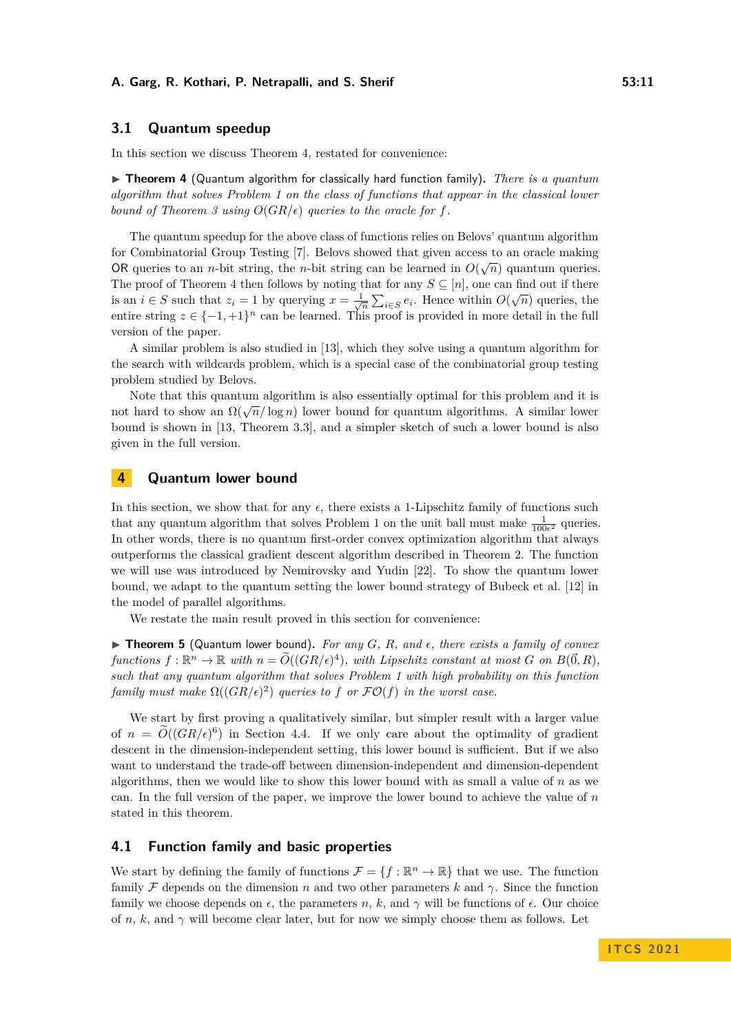## 3.1 Quantum speedup

In this section we discuss Theorem 4, restated for convenience:

▶ **Theorem 4** (Quantum algorithm for classically hard function family). *There is a quantum algorithm that solves Problem 1 on the class of functions that appear in the classical lower bound of Theorem 3 using $O(GR/\epsilon)$ queries to the oracle for $f$.*

The quantum speedup for the above class of functions relies on Belovs' quantum algorithm for Combinatorial Group Testing [7]. Belovs showed that given access to an oracle making OR queries to an $n$-bit string, the $n$-bit string can be learned in $O(\sqrt{n})$ quantum queries. The proof of Theorem 4 then follows by noting that for any $S \subseteq [n]$, one can find out if there is an $i \in S$ such that $z_i = 1$ by querying $x = \frac{1}{\sqrt{n}} \sum_{i \in S} e_i$. Hence within $O(\sqrt{n})$ queries, the entire string $z \in \{-1, +1\}^n$ can be learned. This proof is provided in more detail in the full version of the paper.

A similar problem is also studied in [13], which they solve using a quantum algorithm for the search with wildcards problem, which is a special case of the combinatorial group testing problem studied by Belovs.

Note that this quantum algorithm is also essentially optimal for this problem and it is not hard to show an $\Omega(\sqrt{n}/\log n)$ lower bound for quantum algorithms. A similar lower bound is shown in [13, Theorem 3.3], and a simpler sketch of such a lower bound is also given in the full version.

# 4 Quantum lower bound

In this section, we show that for any $\epsilon$, there exists a 1-Lipschitz family of functions such that any quantum algorithm that solves Problem 1 on the unit ball must make $\frac{1}{100\epsilon^2}$ queries. In other words, there is no quantum first-order convex optimization algorithm that always outperforms the classical gradient descent algorithm described in Theorem 2. The function we will use was introduced by Nemirovsky and Yudin [22]. To show the quantum lower bound, we adapt to the quantum setting the lower bound strategy of Bubeck et al. [12] in the model of parallel algorithms.

We restate the main result proved in this section for convenience:

▶ **Theorem 5** (Quantum lower bound). *For any $G$, $R$, and $\epsilon$, there exists a family of convex functions $f : \mathbb{R}^n \to \mathbb{R}$ with $n = \widetilde{O}((GR/\epsilon)^4)$, with Lipschitz constant at most $G$ on $B(\vec{0}, R)$, such that any quantum algorithm that solves Problem 1 with high probability on this function family must make $\Omega((GR/\epsilon)^2)$ queries to $f$ or $\mathcal{FO}(f)$ in the worst case.*

We start by first proving a qualitatively similar, but simpler result with a larger value of $n = \widetilde{O}((GR/\epsilon)^6)$ in Section 4.4. If we only care about the optimality of gradient descent in the dimension-independent setting, this lower bound is sufficient. But if we also want to understand the trade-off between dimension-independent and dimension-dependent algorithms, then we would like to show this lower bound with as small a value of $n$ as we can. In the full version of the paper, we improve the lower bound to achieve the value of $n$ stated in this theorem.

## 4.1 Function family and basic properties

We start by defining the family of functions $\mathcal{F} = \{f : \mathbb{R}^n \to \mathbb{R}\}$ that we use. The function family $\mathcal{F}$ depends on the dimension $n$ and two other parameters $k$ and $\gamma$. Since the function family we choose depends on $\epsilon$, the parameters $n$, $k$, and $\gamma$ will be functions of $\epsilon$. Our choice of $n$, $k$, and $\gamma$ will become clear later, but for now we simply choose them as follows. Let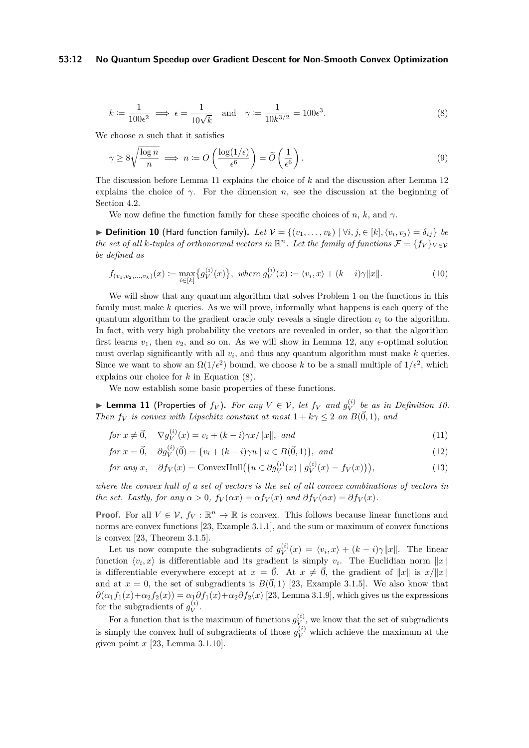$$k \coloneqq \frac{1}{100\epsilon^2} \implies \epsilon = \frac{1}{10\sqrt{k}} \quad \text{and} \quad \gamma \coloneqq \frac{1}{10k^{3/2}} = 100\epsilon^3. \tag{8}$$

We choose $n$ such that it satisfies

$$\gamma \geq 8\sqrt{\frac{\log n}{n}} \implies n \coloneqq O\left(\frac{\log(1/\epsilon)}{\epsilon^6}\right) = \widetilde{O}\left(\frac{1}{\epsilon^6}\right). \tag{9}$$

The discussion before Lemma 11 explains the choice of $k$ and the discussion after Lemma 12 explains the choice of $\gamma$. For the dimension $n$, see the discussion at the beginning of Section 4.2.

We now define the function family for these specific choices of $n$, $k$, and $\gamma$.

▶ **Definition 10** (Hard function family). *Let $\mathcal{V} = \{(v_1, \ldots, v_k) \mid \forall i, j, \in [k], \langle v_i, v_j \rangle = \delta_{ij}\}$ be the set of all $k$-tuples of orthonormal vectors in $\mathbb{R}^n$. Let the family of functions $\mathcal{F} = \{f_V\}_{V \in \mathcal{V}}$ be defined as*

$$f_{(v_1,v_2,\ldots,v_k)}(x) \coloneqq \max_{i\in[k]}\{g_V^{(i)}(x)\}, \text{ where } g_V^{(i)}(x) \coloneqq \langle v_i, x\rangle + (k-i)\gamma\|x\|. \tag{10}$$

We will show that any quantum algorithm that solves Problem 1 on the functions in this family must make $k$ queries. As we will prove, informally what happens is each query of the quantum algorithm to the gradient oracle only reveals a single direction $v_i$ to the algorithm. In fact, with very high probability the vectors are revealed in order, so that the algorithm first learns $v_1$, then $v_2$, and so on. As we will show in Lemma 12, any $\epsilon$-optimal solution must overlap significantly with all $v_i$, and thus any quantum algorithm must make $k$ queries. Since we want to show an $\Omega(1/\epsilon^2)$ bound, we choose $k$ to be a small multiple of $1/\epsilon^2$, which explains our choice for $k$ in Equation (8).

We now establish some basic properties of these functions.

▶ **Lemma 11** (Properties of $f_V$). *For any $V \in \mathcal{V}$, let $f_V$ and $g_V^{(i)}$ be as in Definition 10. Then $f_V$ is convex with Lipschitz constant at most $1 + k\gamma \leq 2$ on $B(\vec{0}, 1)$, and*

$$\text{for } x \neq \vec{0}, \quad \nabla g_V^{(i)}(x) = v_i + (k-i)\gamma x/\|x\|, \text{ and} \tag{11}$$

$$\text{for } x = \vec{0}, \quad \partial g_V^{(i)}(\vec{0}) = \{v_i + (k-i)\gamma u \mid u \in B(\vec{0}, 1)\}, \text{ and} \tag{12}$$

$$\text{for any } x, \quad \partial f_V(x) = \text{ConvexHull}\big(\{u \in \partial g_V^{(i)}(x) \mid g_V^{(i)}(x) = f_V(x)\}\big), \tag{13}$$

*where the convex hull of a set of vectors is the set of all convex combinations of vectors in the set. Lastly, for any $\alpha > 0$, $f_V(\alpha x) = \alpha f_V(x)$ and $\partial f_V(\alpha x) = \partial f_V(x)$.*

**Proof.** For all $V \in \mathcal{V}$, $f_V : \mathbb{R}^n \to \mathbb{R}$ is convex. This follows because linear functions and norms are convex functions [23, Example 3.1.1], and the sum or maximum of convex functions is convex [23, Theorem 3.1.5].

Let us now compute the subgradients of $g_V^{(i)}(x) = \langle v_i, x\rangle + (k-i)\gamma\|x\|$. The linear function $\langle v_i, x\rangle$ is differentiable and its gradient is simply $v_i$. The Euclidian norm $\|x\|$ is differentiable everywhere except at $x = \vec{0}$. At $x \neq \vec{0}$, the gradient of $\|x\|$ is $x/\|x\|$ and at $x = 0$, the set of subgradients is $B(\vec{0}, 1)$ [23, Example 3.1.5]. We also know that $\partial(\alpha_1 f_1(x) + \alpha_2 f_2(x)) = \alpha_1 \partial f_1(x) + \alpha_2 \partial f_2(x)$ [23, Lemma 3.1.9], which gives us the expressions for the subgradients of $g_V^{(i)}$.

For a function that is the maximum of functions $g_V^{(i)}$, we know that the set of subgradients is simply the convex hull of subgradients of those $g_V^{(i)}$ which achieve the maximum at the given point $x$ [23, Lemma 3.1.10].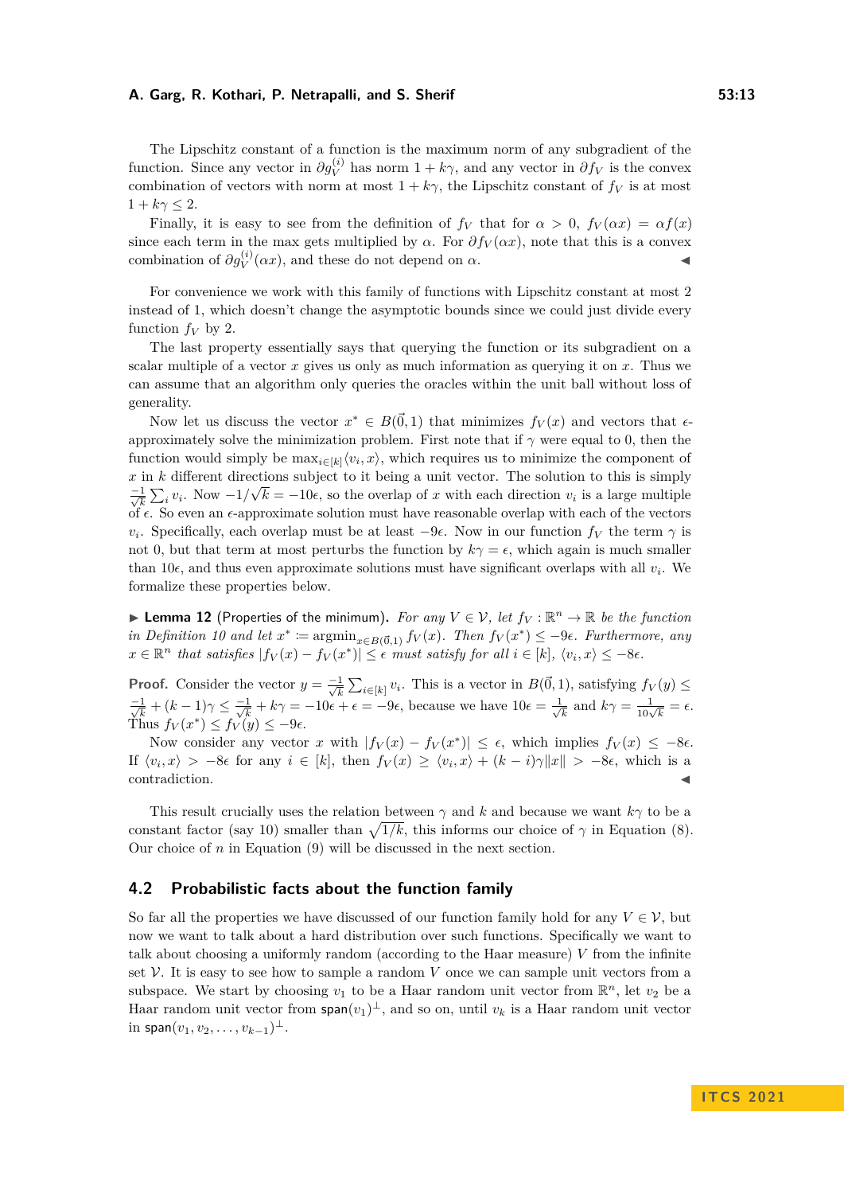The Lipschitz constant of a function is the maximum norm of any subgradient of the function. Since any vector in $\partial g_V^{(i)}$ has norm $1+k\gamma$, and any vector in $\partial f_V$ is the convex combination of vectors with norm at most $1+k\gamma$, the Lipschitz constant of $f_V$ is at most $1+k\gamma \le 2$.

Finally, it is easy to see from the definition of $f_V$ that for $\alpha > 0$, $f_V(\alpha x) = \alpha f(x)$ since each term in the max gets multiplied by $\alpha$. For $\partial f_V(\alpha x)$, note that this is a convex combination of $\partial g_V^{(i)}(\alpha x)$, and these do not depend on $\alpha$. ◀

For convenience we work with this family of functions with Lipschitz constant at most 2 instead of 1, which doesn't change the asymptotic bounds since we could just divide every function $f_V$ by 2.

The last property essentially says that querying the function or its subgradient on a scalar multiple of a vector $x$ gives us only as much information as querying it on $x$. Thus we can assume that an algorithm only queries the oracles within the unit ball without loss of generality.

Now let us discuss the vector $x^* \in B(\vec{0},1)$ that minimizes $f_V(x)$ and vectors that $\epsilon$-approximately solve the minimization problem. First note that if $\gamma$ were equal to 0, then the function would simply be $\max_{i\in[k]}\langle v_i, x\rangle$, which requires us to minimize the component of $x$ in $k$ different directions subject to it being a unit vector. The solution to this is simply $\frac{-1}{\sqrt{k}}\sum_i v_i$. Now $-1/\sqrt{k} = -10\epsilon$, so the overlap of $x$ with each direction $v_i$ is a large multiple of $\epsilon$. So even an $\epsilon$-approximate solution must have reasonable overlap with each of the vectors $v_i$. Specifically, each overlap must be at least $-9\epsilon$. Now in our function $f_V$ the term $\gamma$ is not 0, but that term at most perturbs the function by $k\gamma = \epsilon$, which again is much smaller than $10\epsilon$, and thus even approximate solutions must have significant overlaps with all $v_i$. We formalize these properties below.

▶ **Lemma 12** (Properties of the minimum). *For any $V \in \mathcal{V}$, let $f_V : \mathbb{R}^n \to \mathbb{R}$ be the function in Definition 10 and let $x^* := \operatorname{argmin}_{x\in B(\vec{0},1)} f_V(x)$. Then $f_V(x^*) \le -9\epsilon$. Furthermore, any $x \in \mathbb{R}^n$ that satisfies $|f_V(x) - f_V(x^*)| \le \epsilon$ must satisfy for all $i \in [k]$, $\langle v_i, x\rangle \le -8\epsilon$.*

**Proof.** Consider the vector $y = \frac{-1}{\sqrt{k}}\sum_{i\in[k]} v_i$. This is a vector in $B(\vec{0},1)$, satisfying $f_V(y) \le \frac{-1}{\sqrt{k}} + (k-1)\gamma \le \frac{-1}{\sqrt{k}} + k\gamma = -10\epsilon + \epsilon = -9\epsilon$, because we have $10\epsilon = \frac{1}{\sqrt{k}}$ and $k\gamma = \frac{1}{10\sqrt{k}} = \epsilon$. Thus $f_V(x^*) \le f_V(y) \le -9\epsilon$.

Now consider any vector $x$ with $|f_V(x) - f_V(x^*)| \le \epsilon$, which implies $f_V(x) \le -8\epsilon$. If $\langle v_i, x\rangle > -8\epsilon$ for any $i \in [k]$, then $f_V(x) \ge \langle v_i, x\rangle + (k-i)\gamma\|x\| > -8\epsilon$, which is a contradiction. ◀

This result crucially uses the relation between $\gamma$ and $k$ and because we want $k\gamma$ to be a constant factor (say 10) smaller than $\sqrt{1/k}$, this informs our choice of $\gamma$ in Equation (8). Our choice of $n$ in Equation (9) will be discussed in the next section.

## 4.2 Probabilistic facts about the function family

So far all the properties we have discussed of our function family hold for any $V \in \mathcal{V}$, but now we want to talk about a hard distribution over such functions. Specifically we want to talk about choosing a uniformly random (according to the Haar measure) $V$ from the infinite set $\mathcal{V}$. It is easy to see how to sample a random $V$ once we can sample unit vectors from a subspace. We start by choosing $v_1$ to be a Haar random unit vector from $\mathbb{R}^n$, let $v_2$ be a Haar random unit vector from $\mathsf{span}(v_1)^\perp$, and so on, until $v_k$ is a Haar random unit vector in $\mathsf{span}(v_1, v_2, \ldots, v_{k-1})^\perp$.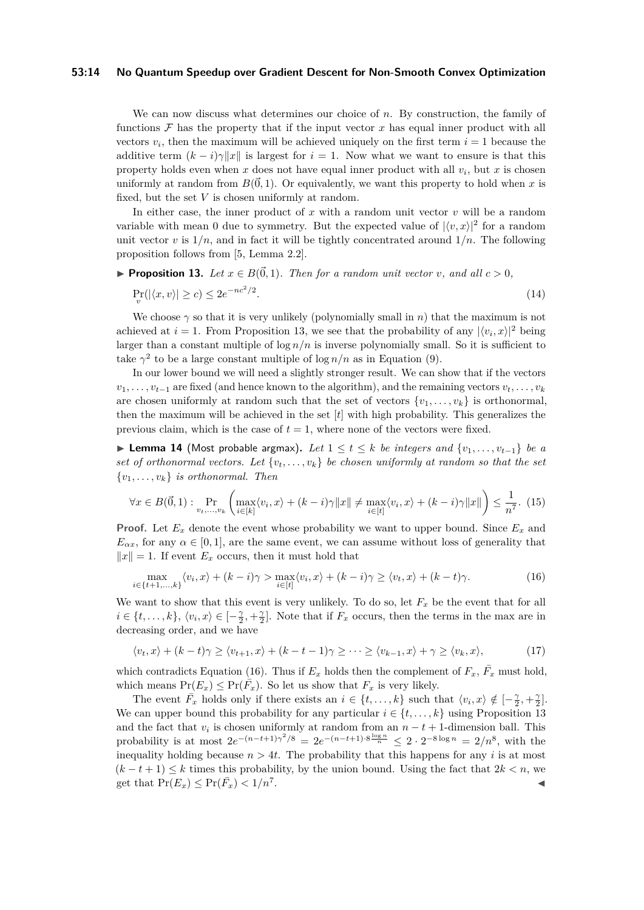We can now discuss what determines our choice of $n$. By construction, the family of functions $\mathcal{F}$ has the property that if the input vector $x$ has equal inner product with all vectors $v_i$, then the maximum will be achieved uniquely on the first term $i = 1$ because the additive term $(k-i)\gamma\|x\|$ is largest for $i = 1$. Now what we want to ensure is that this property holds even when $x$ does not have equal inner product with all $v_i$, but $x$ is chosen uniformly at random from $B(\vec{0}, 1)$. Or equivalently, we want this property to hold when $x$ is fixed, but the set $V$ is chosen uniformly at random.

In either case, the inner product of $x$ with a random unit vector $v$ will be a random variable with mean 0 due to symmetry. But the expected value of $|\langle v, x\rangle|^2$ for a random unit vector $v$ is $1/n$, and in fact it will be tightly concentrated around $1/n$. The following proposition follows from [5, Lemma 2.2].

▶ **Proposition 13.** *Let $x \in B(\vec{0}, 1)$. Then for a random unit vector $v$, and all $c > 0$,*

$$\Pr_v(|\langle x, v\rangle| \geq c) \leq 2e^{-nc^2/2}. \tag{14}$$

We choose $\gamma$ so that it is very unlikely (polynomially small in $n$) that the maximum is not achieved at $i = 1$. From Proposition 13, we see that the probability of any $|\langle v_i, x\rangle|^2$ being larger than a constant multiple of $\log n/n$ is inverse polynomially small. So it is sufficient to take $\gamma^2$ to be a large constant multiple of $\log n/n$ as in Equation (9).

In our lower bound we will need a slightly stronger result. We can show that if the vectors $v_1, \ldots, v_{t-1}$ are fixed (and hence known to the algorithm), and the remaining vectors $v_t, \ldots, v_k$ are chosen uniformly at random such that the set of vectors $\{v_1, \ldots, v_k\}$ is orthonormal, then the maximum will be achieved in the set $[t]$ with high probability. This generalizes the previous claim, which is the case of $t = 1$, where none of the vectors were fixed.

▶ **Lemma 14** (Most probable argmax)**.** *Let $1 \leq t \leq k$ be integers and $\{v_1, \ldots, v_{t-1}\}$ be a set of orthonormal vectors. Let $\{v_t, \ldots, v_k\}$ be chosen uniformly at random so that the set $\{v_1, \ldots, v_k\}$ is orthonormal. Then*

$$\forall x \in B(\vec{0}, 1) : \Pr_{v_t, \ldots, v_k}\left(\max_{i \in [k]}\langle v_i, x\rangle + (k-i)\gamma\|x\| \neq \max_{i \in [t]}\langle v_i, x\rangle + (k-i)\gamma\|x\|\right) \leq \frac{1}{n^7}. \tag{15}$$

**Proof.** Let $E_x$ denote the event whose probability we want to upper bound. Since $E_x$ and $E_{\alpha x}$, for any $\alpha \in [0, 1]$, are the same event, we can assume without loss of generality that $\|x\| = 1$. If event $E_x$ occurs, then it must hold that

$$\max_{i \in \{t+1, \ldots, k\}}\langle v_i, x\rangle + (k-i)\gamma > \max_{i \in [t]}\langle v_i, x\rangle + (k-i)\gamma \geq \langle v_t, x\rangle + (k-t)\gamma. \tag{16}$$

We want to show that this event is very unlikely. To do so, let $F_x$ be the event that for all $i \in \{t, \ldots, k\}$, $\langle v_i, x\rangle \in [-\frac{\gamma}{2}, +\frac{\gamma}{2}]$. Note that if $F_x$ occurs, then the terms in the max are in decreasing order, and we have

$$\langle v_t, x\rangle + (k-t)\gamma \geq \langle v_{t+1}, x\rangle + (k-t-1)\gamma \geq \cdots \geq \langle v_{k-1}, x\rangle + \gamma \geq \langle v_k, x\rangle, \tag{17}$$

which contradicts Equation (16). Thus if $E_x$ holds then the complement of $F_x$, $\bar{F_x}$ must hold, which means $\Pr(E_x) \leq \Pr(\bar{F_x})$. So let us show that $F_x$ is very likely.

The event $\bar{F_x}$ holds only if there exists an $i \in \{t, \ldots, k\}$ such that $\langle v_i, x\rangle \notin [-\frac{\gamma}{2}, +\frac{\gamma}{2}]$. We can upper bound this probability for any particular $i \in \{t, \ldots, k\}$ using Proposition 13 and the fact that $v_i$ is chosen uniformly at random from an $n - t + 1$-dimension ball. This probability is at most $2e^{-(n-t+1)\gamma^2/8} = 2e^{-(n-t+1)\cdot 8\frac{\log n}{n}} \leq 2 \cdot 2^{-8\log n} = 2/n^8$, with the inequality holding because $n > 4t$. The probability that this happens for any $i$ is at most $(k - t + 1) \leq k$ times this probability, by the union bound. Using the fact that $2k < n$, we get that $\Pr(E_x) \leq \Pr(\bar{F_x}) < 1/n^7$. ◀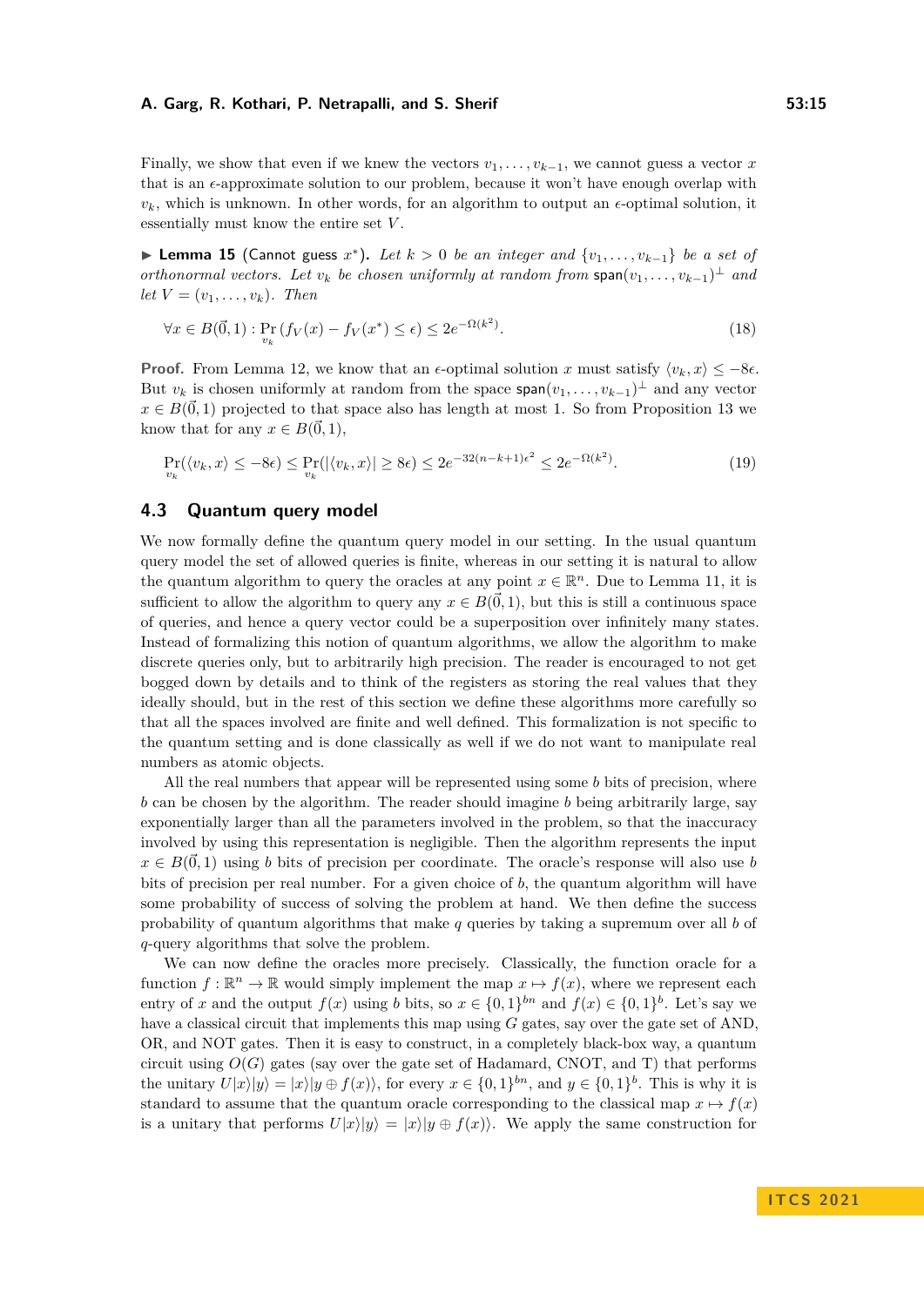Finally, we show that even if we knew the vectors $v_1, \ldots, v_{k-1}$, we cannot guess a vector $x$ that is an $\epsilon$-approximate solution to our problem, because it won't have enough overlap with $v_k$, which is unknown. In other words, for an algorithm to output an $\epsilon$-optimal solution, it essentially must know the entire set $V$.

▶ **Lemma 15** (Cannot guess $x^*$). *Let $k > 0$ be an integer and $\{v_1, \ldots, v_{k-1}\}$ be a set of orthonormal vectors. Let $v_k$ be chosen uniformly at random from $\mathsf{span}(v_1, \ldots, v_{k-1})^\perp$ and let $V = (v_1, \ldots, v_k)$. Then*

$$\forall x \in B(\vec{0}, 1) : \Pr_{v_k}(f_V(x) - f_V(x^*) \leq \epsilon) \leq 2e^{-\Omega(k^2)}. \tag{18}$$

**Proof.** From Lemma 12, we know that an $\epsilon$-optimal solution $x$ must satisfy $\langle v_k, x \rangle \leq -8\epsilon$. But $v_k$ is chosen uniformly at random from the space $\mathsf{span}(v_1, \ldots, v_{k-1})^\perp$ and any vector $x \in B(\vec{0}, 1)$ projected to that space also has length at most 1. So from Proposition 13 we know that for any $x \in B(\vec{0}, 1)$,

$$\Pr_{v_k}(\langle v_k, x \rangle \leq -8\epsilon) \leq \Pr_{v_k}(|\langle v_k, x \rangle| \geq 8\epsilon) \leq 2e^{-32(n-k+1)\epsilon^2} \leq 2e^{-\Omega(k^2)}. \tag{19}$$

## 4.3 Quantum query model

We now formally define the quantum query model in our setting. In the usual quantum query model the set of allowed queries is finite, whereas in our setting it is natural to allow the quantum algorithm to query the oracles at any point $x \in \mathbb{R}^n$. Due to Lemma 11, it is sufficient to allow the algorithm to query any $x \in B(\vec{0}, 1)$, but this is still a continuous space of queries, and hence a query vector could be a superposition over infinitely many states. Instead of formalizing this notion of quantum algorithms, we allow the algorithm to make discrete queries only, but to arbitrarily high precision. The reader is encouraged to not get bogged down by details and to think of the registers as storing the real values that they ideally should, but in the rest of this section we define these algorithms more carefully so that all the spaces involved are finite and well defined. This formalization is not specific to the quantum setting and is done classically as well if we do not want to manipulate real numbers as atomic objects.

All the real numbers that appear will be represented using some $b$ bits of precision, where $b$ can be chosen by the algorithm. The reader should imagine $b$ being arbitrarily large, say exponentially larger than all the parameters involved in the problem, so that the inaccuracy involved by using this representation is negligible. Then the algorithm represents the input $x \in B(\vec{0}, 1)$ using $b$ bits of precision per coordinate. The oracle's response will also use $b$ bits of precision per real number. For a given choice of $b$, the quantum algorithm will have some probability of success of solving the problem at hand. We then define the success probability of quantum algorithms that make $q$ queries by taking a supremum over all $b$ of $q$-query algorithms that solve the problem.

We can now define the oracles more precisely. Classically, the function oracle for a function $f : \mathbb{R}^n \to \mathbb{R}$ would simply implement the map $x \mapsto f(x)$, where we represent each entry of $x$ and the output $f(x)$ using $b$ bits, so $x \in \{0,1\}^{bn}$ and $f(x) \in \{0,1\}^b$. Let's say we have a classical circuit that implements this map using $G$ gates, say over the gate set of AND, OR, and NOT gates. Then it is easy to construct, in a completely black-box way, a quantum circuit using $O(G)$ gates (say over the gate set of Hadamard, CNOT, and T) that performs the unitary $U|x\rangle|y\rangle = |x\rangle|y \oplus f(x)\rangle$, for every $x \in \{0,1\}^{bn}$, and $y \in \{0,1\}^b$. This is why it is standard to assume that the quantum oracle corresponding to the classical map $x \mapsto f(x)$ is a unitary that performs $U|x\rangle|y\rangle = |x\rangle|y \oplus f(x)\rangle$. We apply the same construction for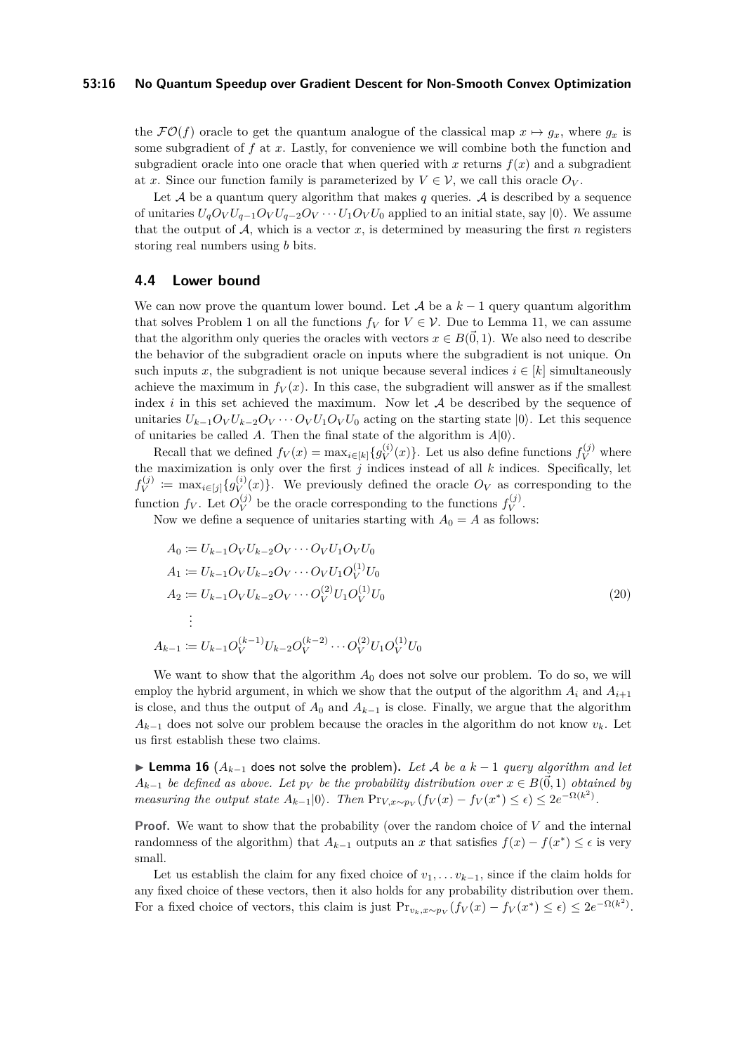the $\mathcal{FO}(f)$ oracle to get the quantum analogue of the classical map $x \mapsto g_x$, where $g_x$ is some subgradient of $f$ at $x$. Lastly, for convenience we will combine both the function and subgradient oracle into one oracle that when queried with $x$ returns $f(x)$ and a subgradient at $x$. Since our function family is parameterized by $V \in \mathcal{V}$, we call this oracle $O_V$.

Let $\mathcal{A}$ be a quantum query algorithm that makes $q$ queries. $\mathcal{A}$ is described by a sequence of unitaries $U_q O_V U_{q-1} O_V U_{q-2} O_V \cdots U_1 O_V U_0$ applied to an initial state, say $|0\rangle$. We assume that the output of $\mathcal{A}$, which is a vector $x$, is determined by measuring the first $n$ registers storing real numbers using $b$ bits.

## 4.4 Lower bound

We can now prove the quantum lower bound. Let $\mathcal{A}$ be a $k-1$ query quantum algorithm that solves Problem 1 on all the functions $f_V$ for $V \in \mathcal{V}$. Due to Lemma 11, we can assume that the algorithm only queries the oracles with vectors $x \in B(\vec{0}, 1)$. We also need to describe the behavior of the subgradient oracle on inputs where the subgradient is not unique. On such inputs $x$, the subgradient is not unique because several indices $i \in [k]$ simultaneously achieve the maximum in $f_V(x)$. In this case, the subgradient will answer as if the smallest index $i$ in this set achieved the maximum. Now let $\mathcal{A}$ be described by the sequence of unitaries $U_{k-1} O_V U_{k-2} O_V \cdots O_V U_1 O_V U_0$ acting on the starting state $|0\rangle$. Let this sequence of unitaries be called $A$. Then the final state of the algorithm is $A|0\rangle$.

Recall that we defined $f_V(x) = \max_{i \in [k]}\{g_V^{(i)}(x)\}$. Let us also define functions $f_V^{(j)}$ where the maximization is only over the first $j$ indices instead of all $k$ indices. Specifically, let $f_V^{(j)} := \max_{i \in [j]}\{g_V^{(i)}(x)\}$. We previously defined the oracle $O_V$ as corresponding to the function $f_V$. Let $O_V^{(j)}$ be the oracle corresponding to the functions $f_V^{(j)}$.

Now we define a sequence of unitaries starting with $A_0 = A$ as follows:

$$
\begin{aligned}
A_0 &:= U_{k-1} O_V U_{k-2} O_V \cdots O_V U_1 O_V U_0 \\
A_1 &:= U_{k-1} O_V U_{k-2} O_V \cdots O_V U_1 O_V^{(1)} U_0 \\
A_2 &:= U_{k-1} O_V U_{k-2} O_V \cdots O_V^{(2)} U_1 O_V^{(1)} U_0 \\
&\;\;\vdots \\
A_{k-1} &:= U_{k-1} O_V^{(k-1)} U_{k-2} O_V^{(k-2)} \cdots O_V^{(2)} U_1 O_V^{(1)} U_0
\end{aligned}
\tag{20}
$$

We want to show that the algorithm $A_0$ does not solve our problem. To do so, we will employ the hybrid argument, in which we show that the output of the algorithm $A_i$ and $A_{i+1}$ is close, and thus the output of $A_0$ and $A_{k-1}$ is close. Finally, we argue that the algorithm $A_{k-1}$ does not solve our problem because the oracles in the algorithm do not know $v_k$. Let us first establish these two claims.

► **Lemma 16** ($A_{k-1}$ does not solve the problem)**.** *Let $\mathcal{A}$ be a $k-1$ query algorithm and let $A_{k-1}$ be defined as above. Let $p_V$ be the probability distribution over $x \in B(\vec{0}, 1)$ obtained by measuring the output state $A_{k-1}|0\rangle$. Then $\Pr_{V, x \sim p_V}(f_V(x) - f_V(x^*) \leq \epsilon) \leq 2e^{-\Omega(k^2)}$.*

**Proof.** We want to show that the probability (over the random choice of $V$ and the internal randomness of the algorithm) that $A_{k-1}$ outputs an $x$ that satisfies $f(x) - f(x^*) \leq \epsilon$ is very small.

Let us establish the claim for any fixed choice of $v_1, \ldots v_{k-1}$, since if the claim holds for any fixed choice of these vectors, then it also holds for any probability distribution over them. For a fixed choice of vectors, this claim is just $\Pr_{v_k, x \sim p_V}(f_V(x) - f_V(x^*) \leq \epsilon) \leq 2e^{-\Omega(k^2)}$.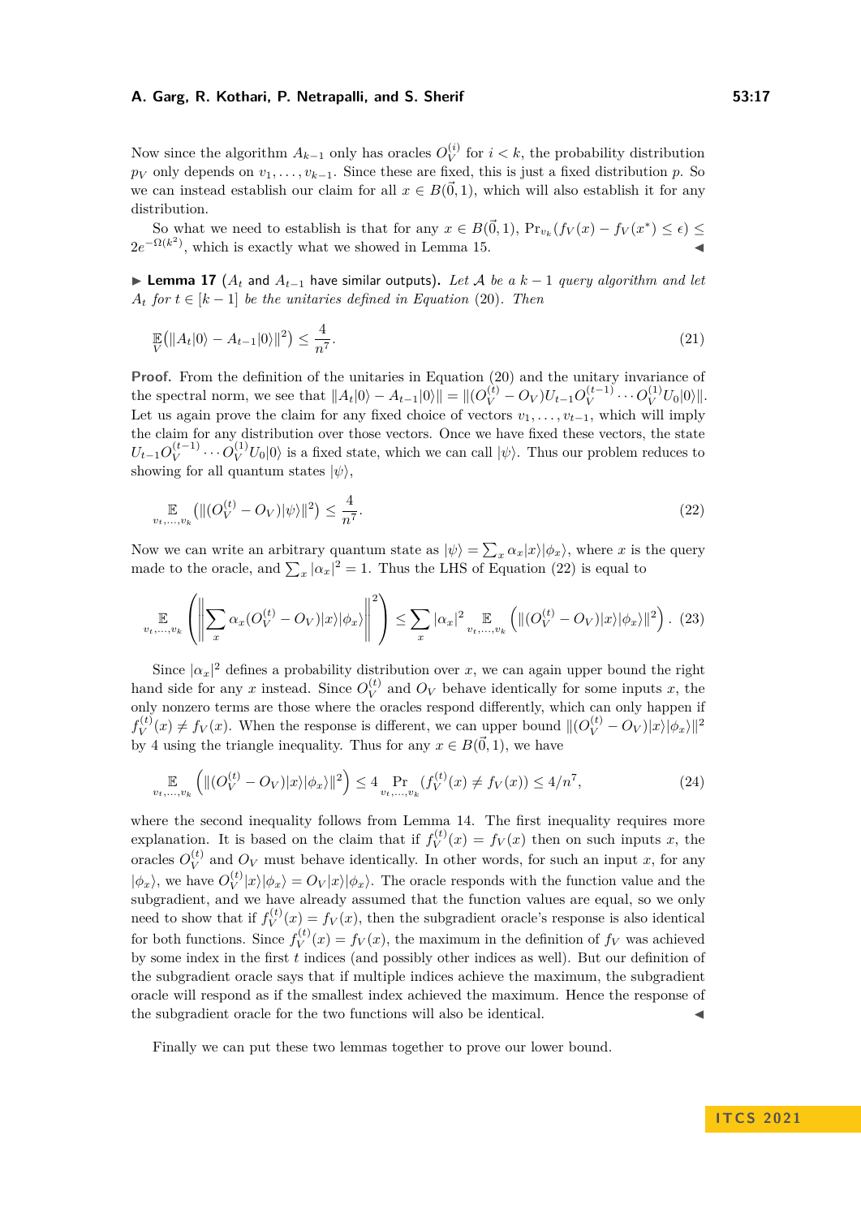Now since the algorithm $A_{k-1}$ only has oracles $O_V^{(i)}$ for $i < k$, the probability distribution $p_V$ only depends on $v_1, \ldots, v_{k-1}$. Since these are fixed, this is just a fixed distribution $p$. So we can instead establish our claim for all $x \in B(\vec{0}, 1)$, which will also establish it for any distribution.

So what we need to establish is that for any $x \in B(\vec{0}, 1)$, $\Pr_{v_k}(f_V(x) - f_V(x^*) \leq \epsilon) \leq 2e^{-\Omega(k^2)}$, which is exactly what we showed in Lemma 15. ◀

▶ **Lemma 17** ($A_t$ and $A_{t-1}$ have similar outputs). *Let $\mathcal{A}$ be a $k-1$ query algorithm and let $A_t$ for $t \in [k-1]$ be the unitaries defined in Equation (20). Then*

$$\mathop{\mathbb{E}}_V\left(\|A_t|0\rangle - A_{t-1}|0\rangle\|^2\right) \leq \frac{4}{n^7}. \tag{21}$$

**Proof.** From the definition of the unitaries in Equation (20) and the unitary invariance of the spectral norm, we see that $\|A_t|0\rangle - A_{t-1}|0\rangle\| = \|(O_V^{(t)} - O_V)U_{t-1}O_V^{(t-1)} \cdots O_V^{(1)}U_0|0\rangle\|$. Let us again prove the claim for any fixed choice of vectors $v_1, \ldots, v_{t-1}$, which will imply the claim for any distribution over those vectors. Once we have fixed these vectors, the state $U_{t-1}O_V^{(t-1)} \cdots O_V^{(1)}U_0|0\rangle$ is a fixed state, which we can call $|\psi\rangle$. Thus our problem reduces to showing for all quantum states $|\psi\rangle$,

$$\mathop{\mathbb{E}}_{v_t,\ldots,v_k}\left(\|(O_V^{(t)} - O_V)|\psi\rangle\|^2\right) \leq \frac{4}{n^7}. \tag{22}$$

Now we can write an arbitrary quantum state as $|\psi\rangle = \sum_x \alpha_x |x\rangle|\phi_x\rangle$, where $x$ is the query made to the oracle, and $\sum_x |\alpha_x|^2 = 1$. Thus the LHS of Equation (22) is equal to

$$\mathop{\mathbb{E}}_{v_t,\ldots,v_k}\left(\left\|\sum_x \alpha_x (O_V^{(t)} - O_V)|x\rangle|\phi_x\rangle\right\|^2\right) \leq \sum_x |\alpha_x|^2 \mathop{\mathbb{E}}_{v_t,\ldots,v_k}\left(\|(O_V^{(t)} - O_V)|x\rangle|\phi_x\rangle\|^2\right). \tag{23}$$

Since $|\alpha_x|^2$ defines a probability distribution over $x$, we can again upper bound the right hand side for any $x$ instead. Since $O_V^{(t)}$ and $O_V$ behave identically for some inputs $x$, the only nonzero terms are those where the oracles respond differently, which can only happen if $f_V^{(t)}(x) \neq f_V(x)$. When the response is different, we can upper bound $\|(O_V^{(t)} - O_V)|x\rangle|\phi_x\rangle\|^2$ by 4 using the triangle inequality. Thus for any $x \in B(\vec{0}, 1)$, we have

$$\mathop{\mathbb{E}}_{v_t,\ldots,v_k}\left(\|(O_V^{(t)} - O_V)|x\rangle|\phi_x\rangle\|^2\right) \leq 4 \Pr_{v_t,\ldots,v_k}(f_V^{(t)}(x) \neq f_V(x)) \leq 4/n^7, \tag{24}$$

where the second inequality follows from Lemma 14. The first inequality requires more explanation. It is based on the claim that if $f_V^{(t)}(x) = f_V(x)$ then on such inputs $x$, the oracles $O_V^{(t)}$ and $O_V$ must behave identically. In other words, for such an input $x$, for any $|\phi_x\rangle$, we have $O_V^{(t)}|x\rangle|\phi_x\rangle = O_V|x\rangle|\phi_x\rangle$. The oracle responds with the function value and the subgradient, and we have already assumed that the function values are equal, so we only need to show that if $f_V^{(t)}(x) = f_V(x)$, then the subgradient oracle's response is also identical for both functions. Since $f_V^{(t)}(x) = f_V(x)$, the maximum in the definition of $f_V$ was achieved by some index in the first $t$ indices (and possibly other indices as well). But our definition of the subgradient oracle says that if multiple indices achieve the maximum, the subgradient oracle will respond as if the smallest index achieved the maximum. Hence the response of the subgradient oracle for the two functions will also be identical. ◀

Finally we can put these two lemmas together to prove our lower bound.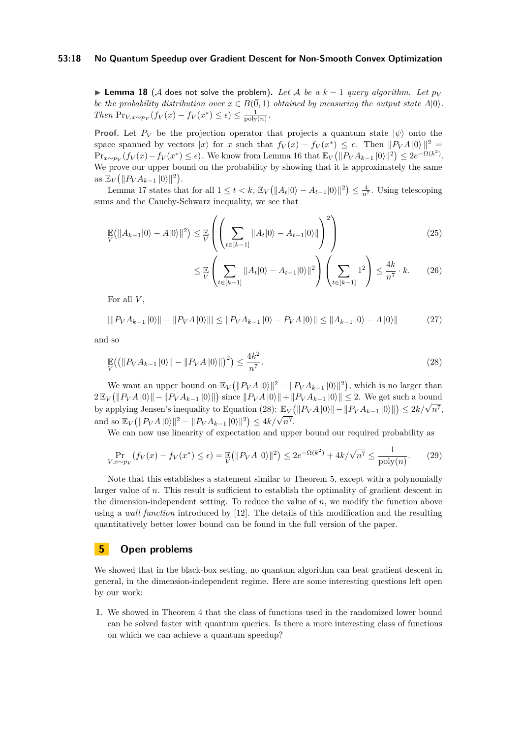▶ **Lemma 18** ($\mathcal{A}$ does not solve the problem)**.** *Let $\mathcal{A}$ be a $k-1$ query algorithm. Let $p_V$ be the probability distribution over $x \in B(\vec{0},1)$ obtained by measuring the output state $A|0\rangle$. Then $\Pr_{V,x\sim p_V}(f_V(x) - f_V(x^*) \leq \epsilon) \leq \frac{1}{\mathrm{poly}(n)}$.*

**Proof.** Let $P_V$ be the projection operator that projects a quantum state $|\psi\rangle$ onto the space spanned by vectors $|x\rangle$ for $x$ such that $f_V(x) - f_V(x^*) \leq \epsilon$. Then $\|P_V A\,|0\rangle\|^2 = \Pr_{x\sim p_V}(f_V(x) - f_V(x^*) \leq \epsilon)$. We know from Lemma 16 that $\mathbb{E}_V\big(\|P_V A_{k-1}\,|0\rangle\|^2\big) \leq 2e^{-\Omega(k^2)}$. We prove our upper bound on the probability by showing that it is approximately the same as $\mathbb{E}_V\big(\|P_V A_{k-1}\,|0\rangle\|^2\big)$.

Lemma 17 states that for all $1 \leq t < k$, $\mathbb{E}_V\big(\|A_t|0\rangle - A_{t-1}|0\rangle\|^2\big) \leq \frac{4}{n^7}$. Using telescoping sums and the Cauchy-Schwarz inequality, we see that

$$\mathop{\mathbb{E}}_V\big(\|A_{k-1}|0\rangle - A|0\rangle\|^2\big) \leq \mathop{\mathbb{E}}_V\left(\left(\sum_{t\in[k-1]} \|A_t|0\rangle - A_{t-1}|0\rangle\|\right)^2\right) \tag{25}$$

$$\leq \mathop{\mathbb{E}}_V\left(\sum_{t\in[k-1]} \|A_t|0\rangle - A_{t-1}|0\rangle\|^2\right)\left(\sum_{t\in[k-1]} 1^2\right) \leq \frac{4k}{n^7}\cdot k. \tag{26}$$

For all $V$,

$$\big|\|P_V A_{k-1}\,|0\rangle\| - \|P_V A\,|0\rangle\|\big| \leq \|P_V A_{k-1}\,|0\rangle - P_V A\,|0\rangle\| \leq \|A_{k-1}\,|0\rangle - A\,|0\rangle\| \tag{27}$$

and so

$$\mathop{\mathbb{E}}_V\Big(\big(\|P_V A_{k-1}\,|0\rangle\| - \|P_V A\,|0\rangle\|\big)^2\Big) \leq \frac{4k^2}{n^7}. \tag{28}$$

We want an upper bound on $\mathbb{E}_V\big(\|P_V A\,|0\rangle\|^2 - \|P_V A_{k-1}\,|0\rangle\|^2\big)$, which is no larger than $2\,\mathbb{E}_V\big(\|P_V A\,|0\rangle\| - \|P_V A_{k-1}\,|0\rangle\|\big)$ since $\|P_V A\,|0\rangle\| + \|P_V A_{k-1}\,|0\rangle\| \leq 2$. We get such a bound by applying Jensen's inequality to Equation (28): $\mathbb{E}_V\big(\|P_V A\,|0\rangle\| - \|P_V A_{k-1}\,|0\rangle\|\big) \leq 2k/\sqrt{n^7}$, and so $\mathbb{E}_V\big(\|P_V A\,|0\rangle\|^2 - \|P_V A_{k-1}\,|0\rangle\|^2\big) \leq 4k/\sqrt{n^7}$.

We can now use linearity of expectation and upper bound our required probability as

$$\Pr_{V,x\sim p_V}(f_V(x) - f_V(x^*) \leq \epsilon) = \mathop{\mathbb{E}}_V\big(\|P_V A\,|0\rangle\|^2\big) \leq 2e^{-\Omega(k^2)} + 4k/\sqrt{n^7} \leq \frac{1}{\mathrm{poly}(n)}. \tag{29}$$

Note that this establishes a statement similar to Theorem 5, except with a polynomially larger value of $n$. This result is sufficient to establish the optimality of gradient descent in the dimension-independent setting. To reduce the value of $n$, we modify the function above using a *wall function* introduced by [12]. The details of this modification and the resulting quantitatively better lower bound can be found in the full version of the paper.

## 5 Open problems

We showed that in the black-box setting, no quantum algorithm can beat gradient descent in general, in the dimension-independent regime. Here are some interesting questions left open by our work:

1. We showed in Theorem 4 that the class of functions used in the randomized lower bound can be solved faster with quantum queries. Is there a more interesting class of functions on which we can achieve a quantum speedup?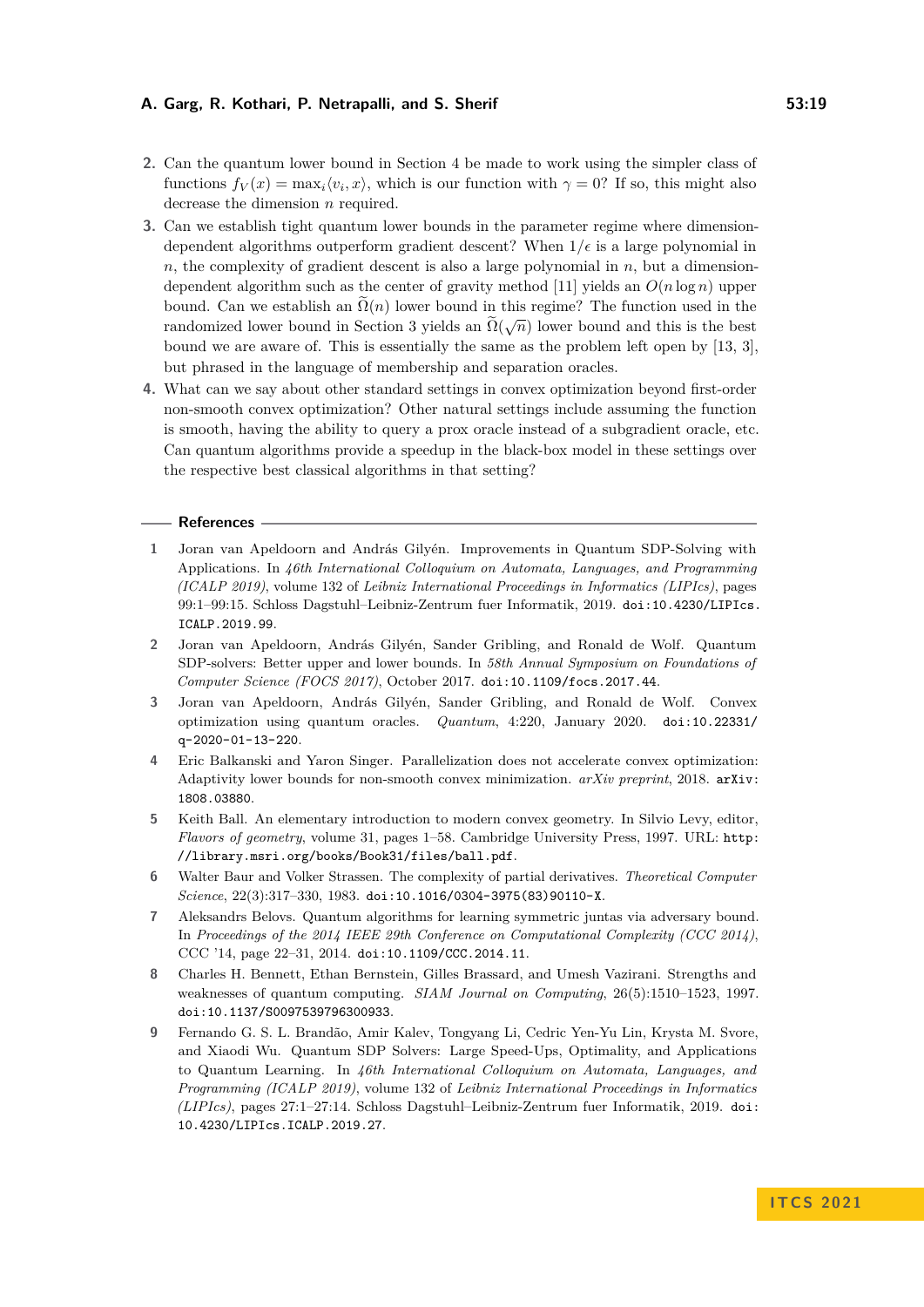2. Can the quantum lower bound in Section 4 be made to work using the simpler class of functions $f_V(x) = \max_i \langle v_i, x\rangle$, which is our function with $\gamma = 0$? If so, this might also decrease the dimension $n$ required.
3. Can we establish tight quantum lower bounds in the parameter regime where dimension-dependent algorithms outperform gradient descent? When $1/\epsilon$ is a large polynomial in $n$, the complexity of gradient descent is also a large polynomial in $n$, but a dimension-dependent algorithm such as the center of gravity method [11] yields an $O(n \log n)$ upper bound. Can we establish an $\widetilde{\Omega}(n)$ lower bound in this regime? The function used in the randomized lower bound in Section 3 yields an $\widetilde{\Omega}(\sqrt{n})$ lower bound and this is the best bound we are aware of. This is essentially the same as the problem left open by [13, 3], but phrased in the language of membership and separation oracles.
4. What can we say about other standard settings in convex optimization beyond first-order non-smooth convex optimization? Other natural settings include assuming the function is smooth, having the ability to query a prox oracle instead of a subgradient oracle, etc. Can quantum algorithms provide a speedup in the black-box model in these settings over the respective best classical algorithms in that setting?

## References

1. Joran van Apeldoorn and András Gilyén. Improvements in Quantum SDP-Solving with Applications. In *46th International Colloquium on Automata, Languages, and Programming (ICALP 2019)*, volume 132 of *Leibniz International Proceedings in Informatics (LIPIcs)*, pages 99:1–99:15. Schloss Dagstuhl–Leibniz-Zentrum fuer Informatik, 2019. doi:10.4230/LIPIcs.ICALP.2019.99.
2. Joran van Apeldoorn, András Gilyén, Sander Gribling, and Ronald de Wolf. Quantum SDP-solvers: Better upper and lower bounds. In *58th Annual Symposium on Foundations of Computer Science (FOCS 2017)*, October 2017. doi:10.1109/focs.2017.44.
3. Joran van Apeldoorn, András Gilyén, Sander Gribling, and Ronald de Wolf. Convex optimization using quantum oracles. *Quantum*, 4:220, January 2020. doi:10.22331/q-2020-01-13-220.
4. Eric Balkanski and Yaron Singer. Parallelization does not accelerate convex optimization: Adaptivity lower bounds for non-smooth convex minimization. *arXiv preprint*, 2018. arXiv:1808.03880.
5. Keith Ball. An elementary introduction to modern convex geometry. In Silvio Levy, editor, *Flavors of geometry*, volume 31, pages 1–58. Cambridge University Press, 1997. URL: http://library.msri.org/books/Book31/files/ball.pdf.
6. Walter Baur and Volker Strassen. The complexity of partial derivatives. *Theoretical Computer Science*, 22(3):317–330, 1983. doi:10.1016/0304-3975(83)90110-X.
7. Aleksandrs Belovs. Quantum algorithms for learning symmetric juntas via adversary bound. In *Proceedings of the 2014 IEEE 29th Conference on Computational Complexity (CCC 2014)*, CCC '14, page 22–31, 2014. doi:10.1109/CCC.2014.11.
8. Charles H. Bennett, Ethan Bernstein, Gilles Brassard, and Umesh Vazirani. Strengths and weaknesses of quantum computing. *SIAM Journal on Computing*, 26(5):1510–1523, 1997. doi:10.1137/S0097539796300933.
9. Fernando G. S. L. Brandão, Amir Kalev, Tongyang Li, Cedric Yen-Yu Lin, Krysta M. Svore, and Xiaodi Wu. Quantum SDP Solvers: Large Speed-Ups, Optimality, and Applications to Quantum Learning. In *46th International Colloquium on Automata, Languages, and Programming (ICALP 2019)*, volume 132 of *Leibniz International Proceedings in Informatics (LIPIcs)*, pages 27:1–27:14. Schloss Dagstuhl–Leibniz-Zentrum fuer Informatik, 2019. doi:10.4230/LIPIcs.ICALP.2019.27.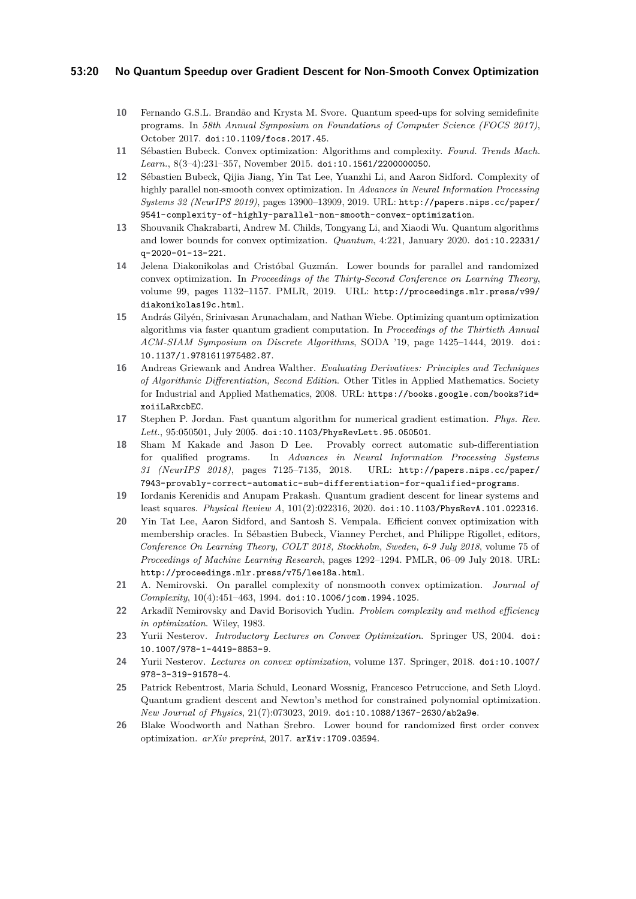10 Fernando G.S.L. Brandão and Krysta M. Svore. Quantum speed-ups for solving semidefinite programs. In *58th Annual Symposium on Foundations of Computer Science (FOCS 2017)*, October 2017. doi:10.1109/focs.2017.45.

11 Sébastien Bubeck. Convex optimization: Algorithms and complexity. *Found. Trends Mach. Learn.*, 8(3–4):231–357, November 2015. doi:10.1561/2200000050.

12 Sébastien Bubeck, Qijia Jiang, Yin Tat Lee, Yuanzhi Li, and Aaron Sidford. Complexity of highly parallel non-smooth convex optimization. In *Advances in Neural Information Processing Systems 32 (NeurIPS 2019)*, pages 13900–13909, 2019. URL: http://papers.nips.cc/paper/9541-complexity-of-highly-parallel-non-smooth-convex-optimization.

13 Shouvanik Chakrabarti, Andrew M. Childs, Tongyang Li, and Xiaodi Wu. Quantum algorithms and lower bounds for convex optimization. *Quantum*, 4:221, January 2020. doi:10.22331/q-2020-01-13-221.

14 Jelena Diakonikolas and Cristóbal Guzmán. Lower bounds for parallel and randomized convex optimization. In *Proceedings of the Thirty-Second Conference on Learning Theory*, volume 99, pages 1132–1157. PMLR, 2019. URL: http://proceedings.mlr.press/v99/diakonikolas19c.html.

15 András Gilyén, Srinivasan Arunachalam, and Nathan Wiebe. Optimizing quantum optimization algorithms via faster quantum gradient computation. In *Proceedings of the Thirtieth Annual ACM-SIAM Symposium on Discrete Algorithms*, SODA '19, page 1425–1444, 2019. doi:10.1137/1.9781611975482.87.

16 Andreas Griewank and Andrea Walther. *Evaluating Derivatives: Principles and Techniques of Algorithmic Differentiation, Second Edition*. Other Titles in Applied Mathematics. Society for Industrial and Applied Mathematics, 2008. URL: https://books.google.com/books?id=xoiiLaRxcbEC.

17 Stephen P. Jordan. Fast quantum algorithm for numerical gradient estimation. *Phys. Rev. Lett.*, 95:050501, July 2005. doi:10.1103/PhysRevLett.95.050501.

18 Sham M Kakade and Jason D Lee. Provably correct automatic sub-differentiation for qualified programs. In *Advances in Neural Information Processing Systems 31 (NeurIPS 2018)*, pages 7125–7135, 2018. URL: http://papers.nips.cc/paper/7943-provably-correct-automatic-sub-differentiation-for-qualified-programs.

19 Iordanis Kerenidis and Anupam Prakash. Quantum gradient descent for linear systems and least squares. *Physical Review A*, 101(2):022316, 2020. doi:10.1103/PhysRevA.101.022316.

20 Yin Tat Lee, Aaron Sidford, and Santosh S. Vempala. Efficient convex optimization with membership oracles. In Sébastien Bubeck, Vianney Perchet, and Philippe Rigollet, editors, *Conference On Learning Theory, COLT 2018, Stockholm, Sweden, 6-9 July 2018*, volume 75 of *Proceedings of Machine Learning Research*, pages 1292–1294. PMLR, 06–09 July 2018. URL: http://proceedings.mlr.press/v75/lee18a.html.

21 A. Nemirovski. On parallel complexity of nonsmooth convex optimization. *Journal of Complexity*, 10(4):451–463, 1994. doi:10.1006/jcom.1994.1025.

22 Arkadiĭ Nemirovsky and David Borisovich Yudin. *Problem complexity and method efficiency in optimization*. Wiley, 1983.

23 Yurii Nesterov. *Introductory Lectures on Convex Optimization*. Springer US, 2004. doi:10.1007/978-1-4419-8853-9.

24 Yurii Nesterov. *Lectures on convex optimization*, volume 137. Springer, 2018. doi:10.1007/978-3-319-91578-4.

25 Patrick Rebentrost, Maria Schuld, Leonard Wossnig, Francesco Petruccione, and Seth Lloyd. Quantum gradient descent and Newton's method for constrained polynomial optimization. *New Journal of Physics*, 21(7):073023, 2019. doi:10.1088/1367-2630/ab2a9e.

26 Blake Woodworth and Nathan Srebro. Lower bound for randomized first order convex optimization. *arXiv preprint*, 2017. arXiv:1709.03594.